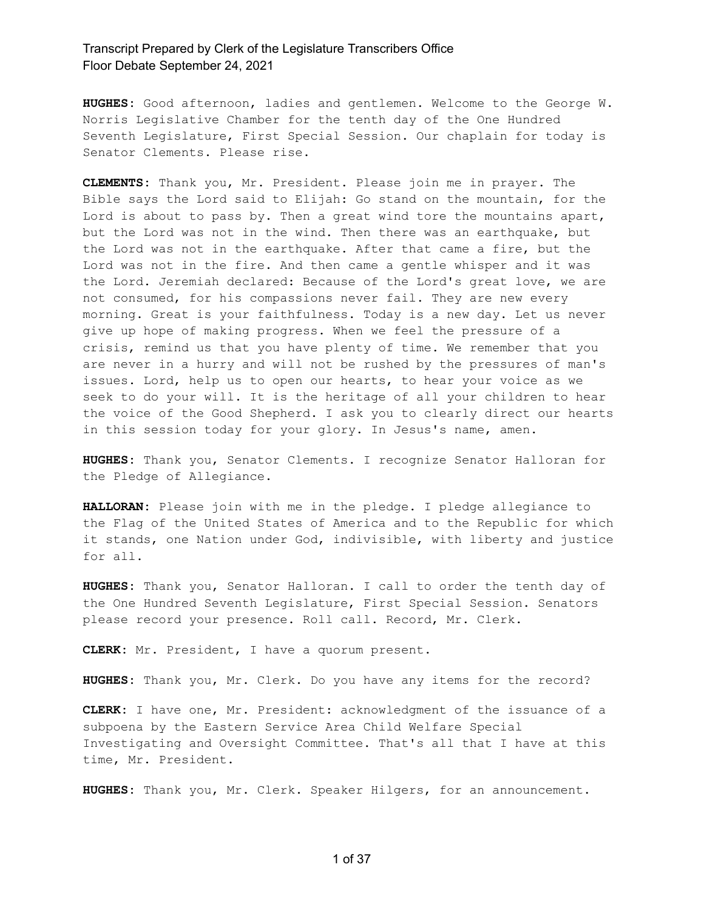**HUGHES:** Good afternoon, ladies and gentlemen. Welcome to the George W. Norris Legislative Chamber for the tenth day of the One Hundred Seventh Legislature, First Special Session. Our chaplain for today is Senator Clements. Please rise.

**CLEMENTS:** Thank you, Mr. President. Please join me in prayer. The Bible says the Lord said to Elijah: Go stand on the mountain, for the Lord is about to pass by. Then a great wind tore the mountains apart, but the Lord was not in the wind. Then there was an earthquake, but the Lord was not in the earthquake. After that came a fire, but the Lord was not in the fire. And then came a gentle whisper and it was the Lord. Jeremiah declared: Because of the Lord's great love, we are not consumed, for his compassions never fail. They are new every morning. Great is your faithfulness. Today is a new day. Let us never give up hope of making progress. When we feel the pressure of a crisis, remind us that you have plenty of time. We remember that you are never in a hurry and will not be rushed by the pressures of man's issues. Lord, help us to open our hearts, to hear your voice as we seek to do your will. It is the heritage of all your children to hear the voice of the Good Shepherd. I ask you to clearly direct our hearts in this session today for your glory. In Jesus's name, amen.

**HUGHES:** Thank you, Senator Clements. I recognize Senator Halloran for the Pledge of Allegiance.

**HALLORAN:** Please join with me in the pledge. I pledge allegiance to the Flag of the United States of America and to the Republic for which it stands, one Nation under God, indivisible, with liberty and justice for all.

**HUGHES:** Thank you, Senator Halloran. I call to order the tenth day of the One Hundred Seventh Legislature, First Special Session. Senators please record your presence. Roll call. Record, Mr. Clerk.

**CLERK:** Mr. President, I have a quorum present.

**HUGHES:** Thank you, Mr. Clerk. Do you have any items for the record?

**CLERK:** I have one, Mr. President: acknowledgment of the issuance of a subpoena by the Eastern Service Area Child Welfare Special Investigating and Oversight Committee. That's all that I have at this time, Mr. President.

**HUGHES:** Thank you, Mr. Clerk. Speaker Hilgers, for an announcement.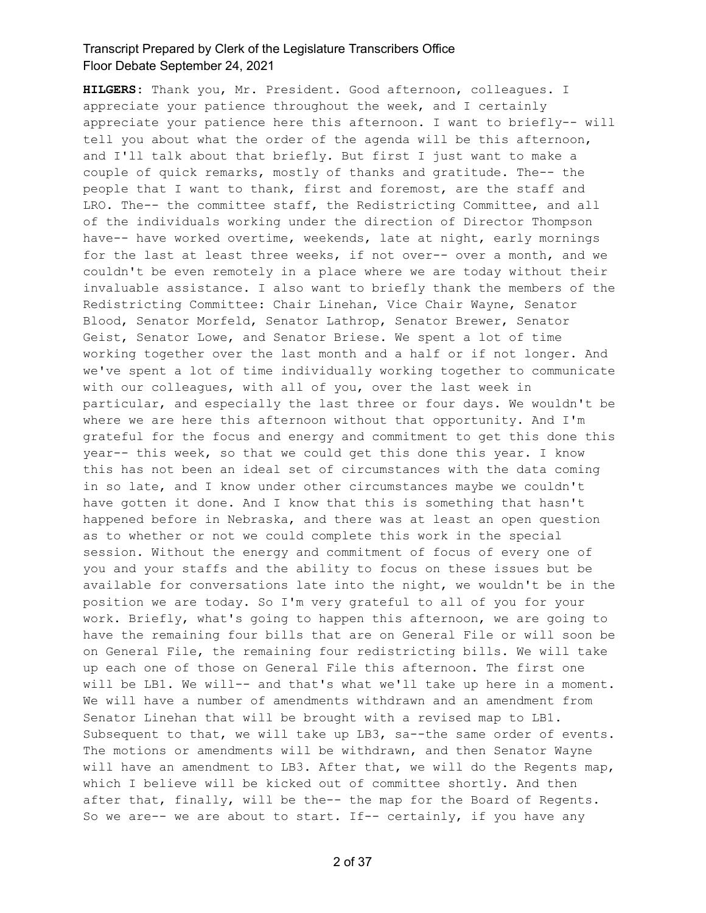**HILGERS:** Thank you, Mr. President. Good afternoon, colleagues. I appreciate your patience throughout the week, and I certainly appreciate your patience here this afternoon. I want to briefly-- will tell you about what the order of the agenda will be this afternoon, and I'll talk about that briefly. But first I just want to make a couple of quick remarks, mostly of thanks and gratitude. The-- the people that I want to thank, first and foremost, are the staff and LRO. The-- the committee staff, the Redistricting Committee, and all of the individuals working under the direction of Director Thompson have-- have worked overtime, weekends, late at night, early mornings for the last at least three weeks, if not over-- over a month, and we couldn't be even remotely in a place where we are today without their invaluable assistance. I also want to briefly thank the members of the Redistricting Committee: Chair Linehan, Vice Chair Wayne, Senator Blood, Senator Morfeld, Senator Lathrop, Senator Brewer, Senator Geist, Senator Lowe, and Senator Briese. We spent a lot of time working together over the last month and a half or if not longer. And we've spent a lot of time individually working together to communicate with our colleagues, with all of you, over the last week in particular, and especially the last three or four days. We wouldn't be where we are here this afternoon without that opportunity. And I'm grateful for the focus and energy and commitment to get this done this year-- this week, so that we could get this done this year. I know this has not been an ideal set of circumstances with the data coming in so late, and I know under other circumstances maybe we couldn't have gotten it done. And I know that this is something that hasn't happened before in Nebraska, and there was at least an open question as to whether or not we could complete this work in the special session. Without the energy and commitment of focus of every one of you and your staffs and the ability to focus on these issues but be available for conversations late into the night, we wouldn't be in the position we are today. So I'm very grateful to all of you for your work. Briefly, what's going to happen this afternoon, we are going to have the remaining four bills that are on General File or will soon be on General File, the remaining four redistricting bills. We will take up each one of those on General File this afternoon. The first one will be LB1. We will-- and that's what we'll take up here in a moment. We will have a number of amendments withdrawn and an amendment from Senator Linehan that will be brought with a revised map to LB1. Subsequent to that, we will take up LB3, sa--the same order of events. The motions or amendments will be withdrawn, and then Senator Wayne will have an amendment to LB3. After that, we will do the Regents map, which I believe will be kicked out of committee shortly. And then after that, finally, will be the-- the map for the Board of Regents. So we are-- we are about to start. If-- certainly, if you have any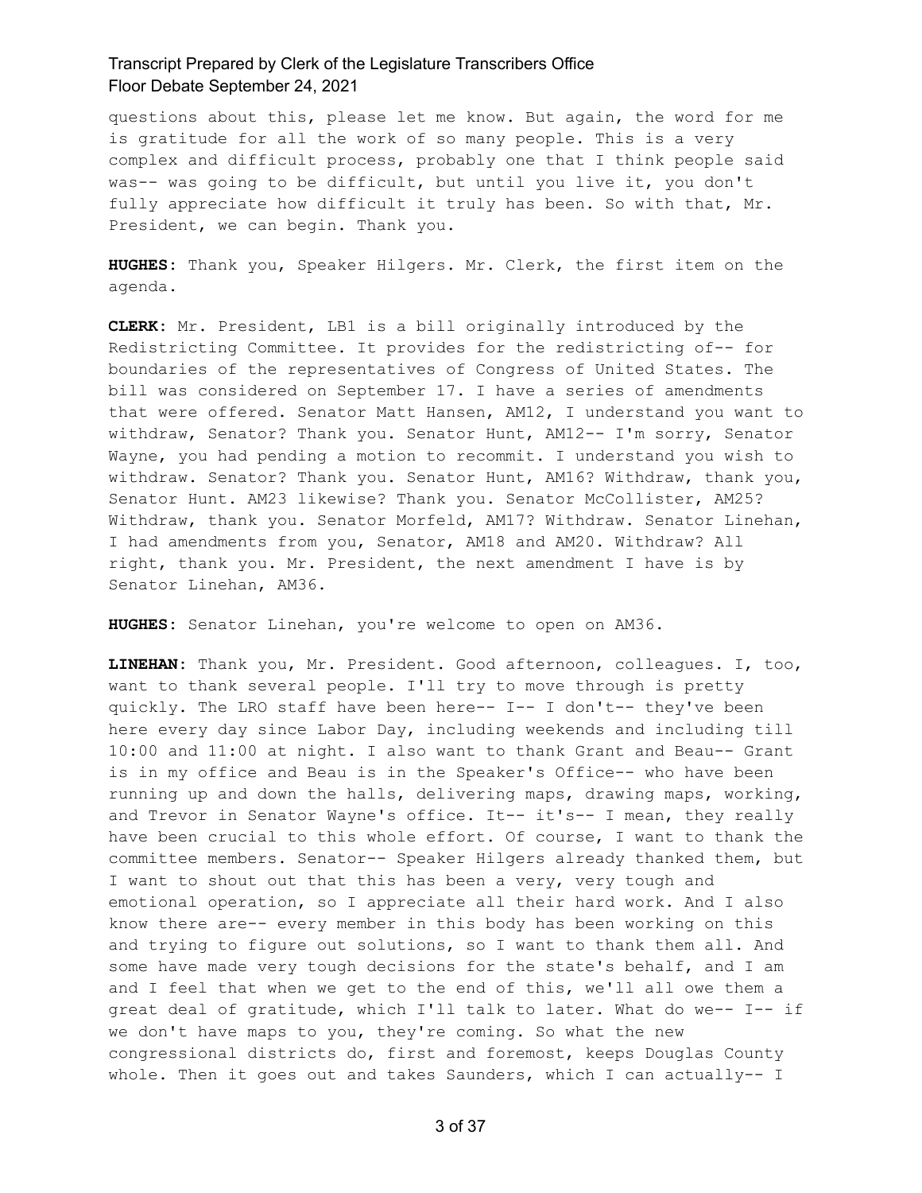questions about this, please let me know. But again, the word for me is gratitude for all the work of so many people. This is a very complex and difficult process, probably one that I think people said was-- was going to be difficult, but until you live it, you don't fully appreciate how difficult it truly has been. So with that, Mr. President, we can begin. Thank you.

**HUGHES:** Thank you, Speaker Hilgers. Mr. Clerk, the first item on the agenda.

**CLERK:** Mr. President, LB1 is a bill originally introduced by the Redistricting Committee. It provides for the redistricting of-- for boundaries of the representatives of Congress of United States. The bill was considered on September 17. I have a series of amendments that were offered. Senator Matt Hansen, AM12, I understand you want to withdraw, Senator? Thank you. Senator Hunt, AM12-- I'm sorry, Senator Wayne, you had pending a motion to recommit. I understand you wish to withdraw. Senator? Thank you. Senator Hunt, AM16? Withdraw, thank you, Senator Hunt. AM23 likewise? Thank you. Senator McCollister, AM25? Withdraw, thank you. Senator Morfeld, AM17? Withdraw. Senator Linehan, I had amendments from you, Senator, AM18 and AM20. Withdraw? All right, thank you. Mr. President, the next amendment I have is by Senator Linehan, AM36.

**HUGHES:** Senator Linehan, you're welcome to open on AM36.

**LINEHAN:** Thank you, Mr. President. Good afternoon, colleagues. I, too, want to thank several people. I'll try to move through is pretty quickly. The LRO staff have been here-- I-- I don't-- they've been here every day since Labor Day, including weekends and including till 10:00 and 11:00 at night. I also want to thank Grant and Beau-- Grant is in my office and Beau is in the Speaker's Office-- who have been running up and down the halls, delivering maps, drawing maps, working, and Trevor in Senator Wayne's office. It-- it's-- I mean, they really have been crucial to this whole effort. Of course, I want to thank the committee members. Senator-- Speaker Hilgers already thanked them, but I want to shout out that this has been a very, very tough and emotional operation, so I appreciate all their hard work. And I also know there are-- every member in this body has been working on this and trying to figure out solutions, so I want to thank them all. And some have made very tough decisions for the state's behalf, and I am and I feel that when we get to the end of this, we'll all owe them a great deal of gratitude, which I'll talk to later. What do we-- I-- if we don't have maps to you, they're coming. So what the new congressional districts do, first and foremost, keeps Douglas County whole. Then it goes out and takes Saunders, which I can actually-- I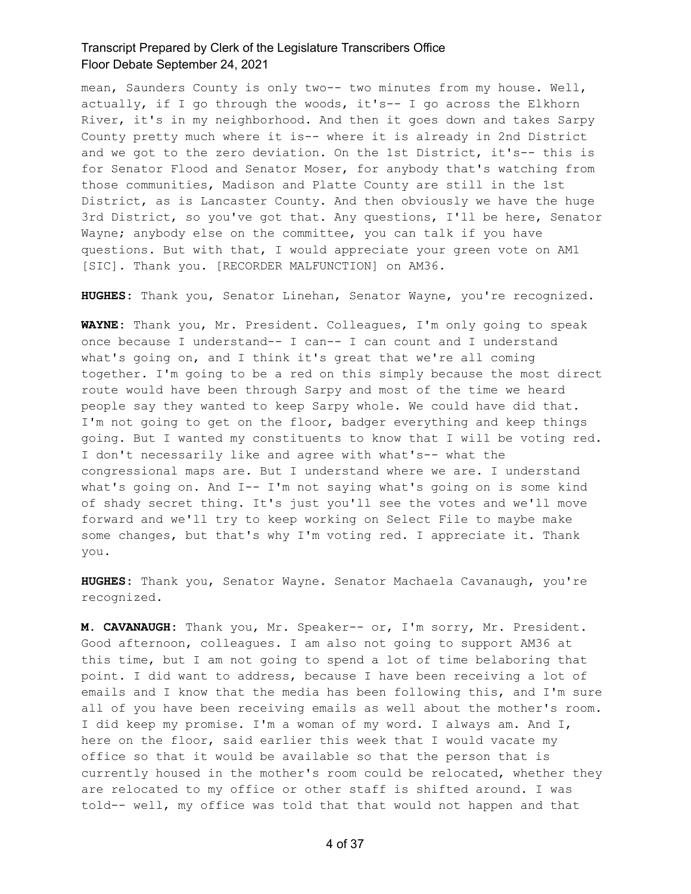mean, Saunders County is only two-- two minutes from my house. Well, actually, if I go through the woods, it's-- I go across the Elkhorn River, it's in my neighborhood. And then it goes down and takes Sarpy County pretty much where it is-- where it is already in 2nd District and we got to the zero deviation. On the 1st District, it's-- this is for Senator Flood and Senator Moser, for anybody that's watching from those communities, Madison and Platte County are still in the 1st District, as is Lancaster County. And then obviously we have the huge 3rd District, so you've got that. Any questions, I'll be here, Senator Wayne; anybody else on the committee, you can talk if you have questions. But with that, I would appreciate your green vote on AM1 [SIC]. Thank you. [RECORDER MALFUNCTION] on AM36.

**HUGHES:** Thank you, Senator Linehan, Senator Wayne, you're recognized.

**WAYNE:** Thank you, Mr. President. Colleagues, I'm only going to speak once because I understand-- I can-- I can count and I understand what's going on, and I think it's great that we're all coming together. I'm going to be a red on this simply because the most direct route would have been through Sarpy and most of the time we heard people say they wanted to keep Sarpy whole. We could have did that. I'm not going to get on the floor, badger everything and keep things going. But I wanted my constituents to know that I will be voting red. I don't necessarily like and agree with what's-- what the congressional maps are. But I understand where we are. I understand what's going on. And I-- I'm not saying what's going on is some kind of shady secret thing. It's just you'll see the votes and we'll move forward and we'll try to keep working on Select File to maybe make some changes, but that's why I'm voting red. I appreciate it. Thank you.

**HUGHES:** Thank you, Senator Wayne. Senator Machaela Cavanaugh, you're recognized.

**M. CAVANAUGH:** Thank you, Mr. Speaker-- or, I'm sorry, Mr. President. Good afternoon, colleagues. I am also not going to support AM36 at this time, but I am not going to spend a lot of time belaboring that point. I did want to address, because I have been receiving a lot of emails and I know that the media has been following this, and I'm sure all of you have been receiving emails as well about the mother's room. I did keep my promise. I'm a woman of my word. I always am. And I, here on the floor, said earlier this week that I would vacate my office so that it would be available so that the person that is currently housed in the mother's room could be relocated, whether they are relocated to my office or other staff is shifted around. I was told-- well, my office was told that that would not happen and that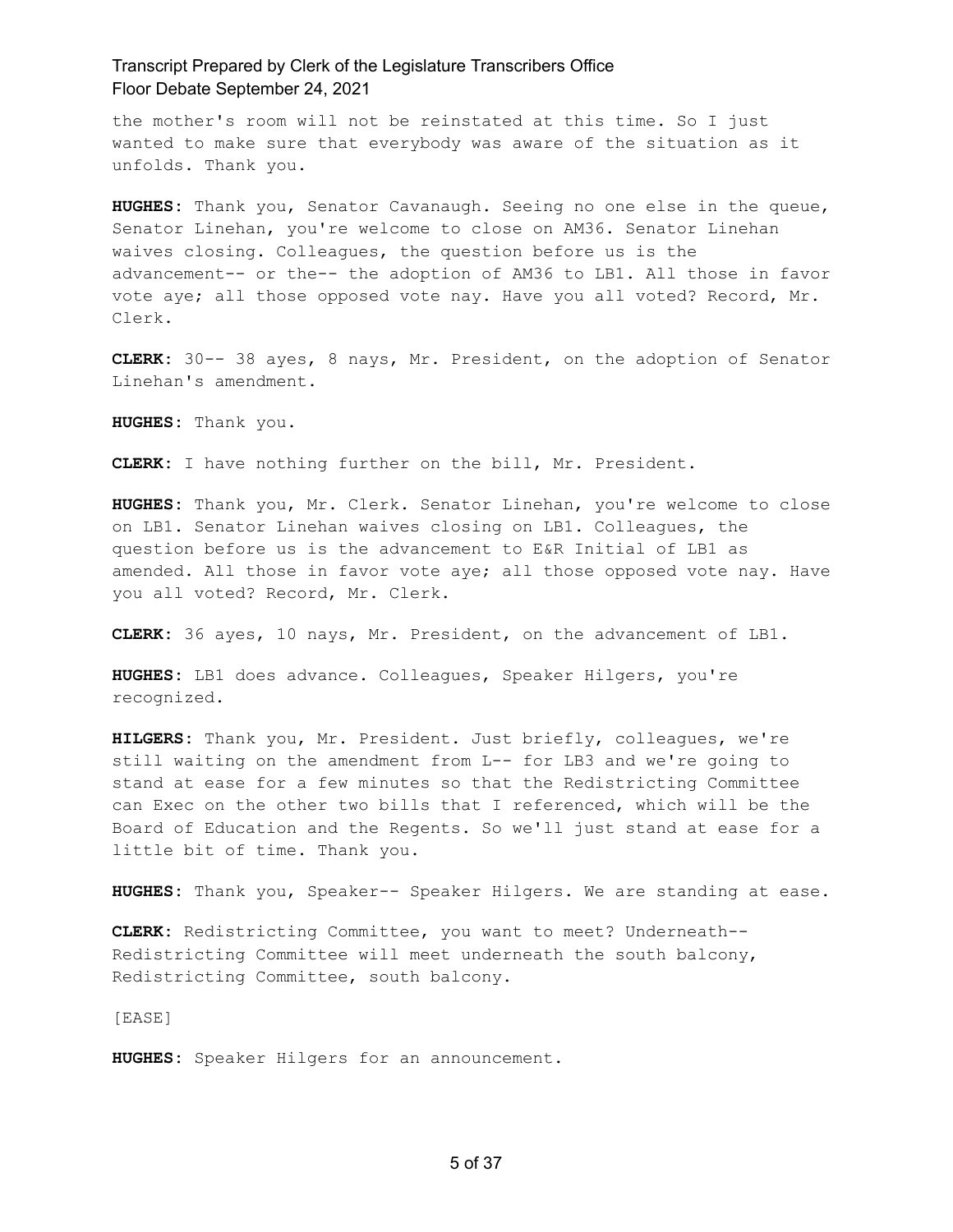the mother's room will not be reinstated at this time. So I just wanted to make sure that everybody was aware of the situation as it unfolds. Thank you.

**HUGHES:** Thank you, Senator Cavanaugh. Seeing no one else in the queue, Senator Linehan, you're welcome to close on AM36. Senator Linehan waives closing. Colleagues, the question before us is the advancement-- or the-- the adoption of AM36 to LB1. All those in favor vote aye; all those opposed vote nay. Have you all voted? Record, Mr. Clerk.

**CLERK:** 30-- 38 ayes, 8 nays, Mr. President, on the adoption of Senator Linehan's amendment.

**HUGHES:** Thank you.

**CLERK:** I have nothing further on the bill, Mr. President.

**HUGHES:** Thank you, Mr. Clerk. Senator Linehan, you're welcome to close on LB1. Senator Linehan waives closing on LB1. Colleagues, the question before us is the advancement to E&R Initial of LB1 as amended. All those in favor vote aye; all those opposed vote nay. Have you all voted? Record, Mr. Clerk.

**CLERK:** 36 ayes, 10 nays, Mr. President, on the advancement of LB1.

**HUGHES:** LB1 does advance. Colleagues, Speaker Hilgers, you're recognized.

**HILGERS:** Thank you, Mr. President. Just briefly, colleagues, we're still waiting on the amendment from L-- for LB3 and we're going to stand at ease for a few minutes so that the Redistricting Committee can Exec on the other two bills that I referenced, which will be the Board of Education and the Regents. So we'll just stand at ease for a little bit of time. Thank you.

**HUGHES:** Thank you, Speaker-- Speaker Hilgers. We are standing at ease.

**CLERK:** Redistricting Committee, you want to meet? Underneath-- Redistricting Committee will meet underneath the south balcony, Redistricting Committee, south balcony.

[EASE]

**HUGHES:** Speaker Hilgers for an announcement.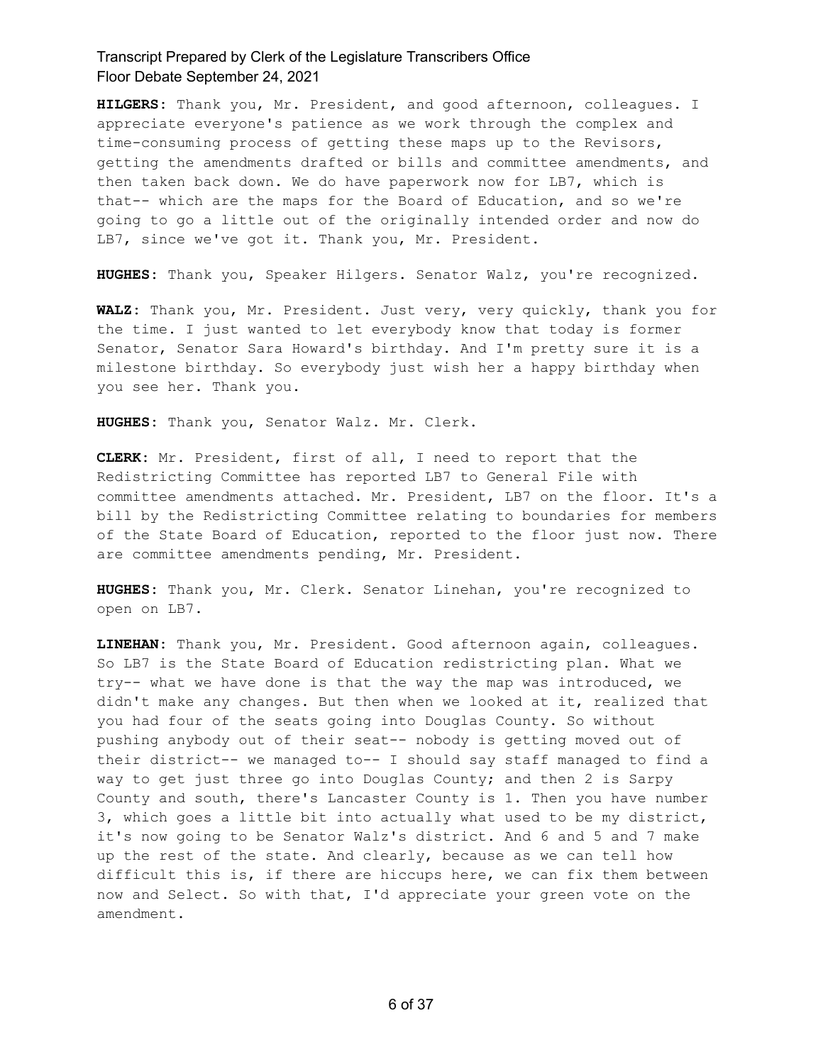**HILGERS**: Thank you, Mr. President, and good afternoon, colleagues. I appreciate everyone's patience as we work through the complex and time-consuming process of getting these maps up to the Revisors, getting the amendments drafted or bills and committee amendments, and then taken back down. We do have paperwork now for LB7, which is that-- which are the maps for the Board of Education, and so we're going to go a little out of the originally intended order and now do LB7, since we've got it. Thank you, Mr. President.

**HUGHES**: Thank you, Speaker Hilgers. Senator Walz, you're recognized.

**WALZ**: Thank you, Mr. President. Just very, very quickly, thank you for the time. I just wanted to let everybody know that today is former Senator, Senator Sara Howard's birthday. And I'm pretty sure it is a milestone birthday. So everybody just wish her a happy birthday when you see her. Thank you.

**HUGHES**: Thank you, Senator Walz. Mr. Clerk.

**CLERK**: Mr. President, first of all, I need to report that the Redistricting Committee has reported LB7 to General File with committee amendments attached. Mr. President, LB7 on the floor. It's a bill by the Redistricting Committee relating to boundaries for members of the State Board of Education, reported to the floor just now. There are committee amendments pending, Mr. President.

**HUGHES**: Thank you, Mr. Clerk. Senator Linehan, you're recognized to open on LB7.

**LINEHAN**: Thank you, Mr. President. Good afternoon again, colleagues. So LB7 is the State Board of Education redistricting plan. What we try-- what we have done is that the way the map was introduced, we didn't make any changes. But then when we looked at it, realized that you had four of the seats going into Douglas County. So without pushing anybody out of their seat-- nobody is getting moved out of their district-- we managed to-- I should say staff managed to find a way to get just three go into Douglas County; and then 2 is Sarpy County and south, there's Lancaster County is 1. Then you have number 3, which goes a little bit into actually what used to be my district, it's now going to be Senator Walz's district. And 6 and 5 and 7 make up the rest of the state. And clearly, because as we can tell how difficult this is, if there are hiccups here, we can fix them between now and Select. So with that, I'd appreciate your green vote on the amendment.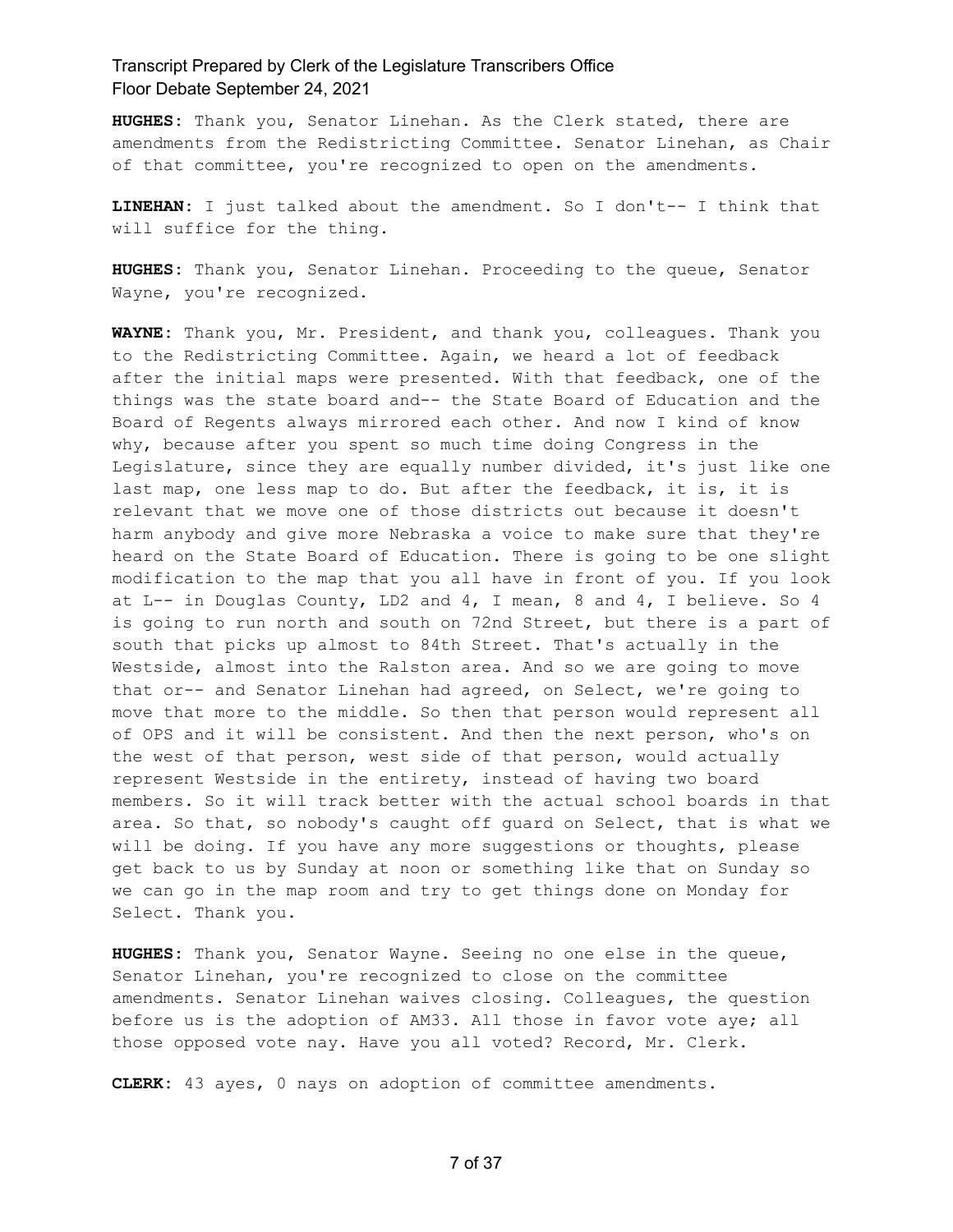**HUGHES**: Thank you, Senator Linehan. As the Clerk stated, there are amendments from the Redistricting Committee. Senator Linehan, as Chair of that committee, you're recognized to open on the amendments.

**LINEHAN**: I just talked about the amendment. So I don't-- I think that will suffice for the thing.

**HUGHES**: Thank you, Senator Linehan. Proceeding to the queue, Senator Wayne, you're recognized.

**WAYNE**: Thank you, Mr. President, and thank you, colleagues. Thank you to the Redistricting Committee. Again, we heard a lot of feedback after the initial maps were presented. With that feedback, one of the things was the state board and-- the State Board of Education and the Board of Regents always mirrored each other. And now I kind of know why, because after you spent so much time doing Congress in the Legislature, since they are equally number divided, it's just like one last map, one less map to do. But after the feedback, it is, it is relevant that we move one of those districts out because it doesn't harm anybody and give more Nebraska a voice to make sure that they're heard on the State Board of Education. There is going to be one slight modification to the map that you all have in front of you. If you look at L-- in Douglas County, LD2 and 4, I mean, 8 and 4, I believe. So 4 is going to run north and south on 72nd Street, but there is a part of south that picks up almost to 84th Street. That's actually in the Westside, almost into the Ralston area. And so we are going to move that or-- and Senator Linehan had agreed, on Select, we're going to move that more to the middle. So then that person would represent all of OPS and it will be consistent. And then the next person, who's on the west of that person, west side of that person, would actually represent Westside in the entirety, instead of having two board members. So it will track better with the actual school boards in that area. So that, so nobody's caught off guard on Select, that is what we will be doing. If you have any more suggestions or thoughts, please get back to us by Sunday at noon or something like that on Sunday so we can go in the map room and try to get things done on Monday for Select. Thank you.

**HUGHES**: Thank you, Senator Wayne. Seeing no one else in the queue, Senator Linehan, you're recognized to close on the committee amendments. Senator Linehan waives closing. Colleagues, the question before us is the adoption of AM33. All those in favor vote aye; all those opposed vote nay. Have you all voted? Record, Mr. Clerk.

**CLERK**: 43 ayes, 0 nays on adoption of committee amendments.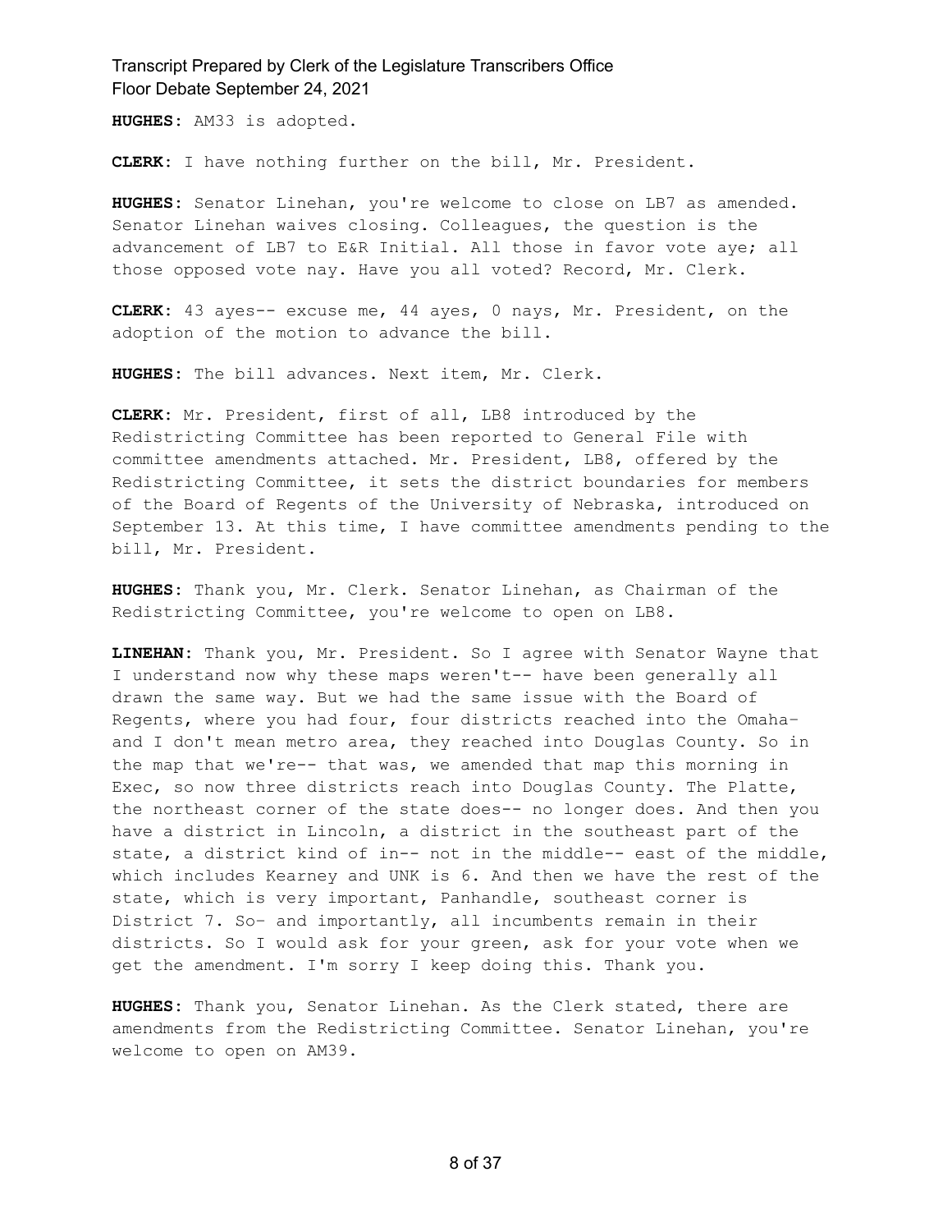**HUGHES:** AM33 is adopted.

**CLERK:** I have nothing further on the bill, Mr. President.

**HUGHES:** Senator Linehan, you're welcome to close on LB7 as amended. Senator Linehan waives closing. Colleagues, the question is the advancement of LB7 to E&R Initial. All those in favor vote aye; all those opposed vote nay. Have you all voted? Record, Mr. Clerk.

**CLERK:** 43 ayes-- excuse me, 44 ayes, 0 nays, Mr. President, on the adoption of the motion to advance the bill.

**HUGHES:** The bill advances. Next item, Mr. Clerk.

**CLERK:** Mr. President, first of all, LB8 introduced by the Redistricting Committee has been reported to General File with committee amendments attached. Mr. President, LB8, offered by the Redistricting Committee, it sets the district boundaries for members of the Board of Regents of the University of Nebraska, introduced on September 13. At this time, I have committee amendments pending to the bill, Mr. President.

**HUGHES:** Thank you, Mr. Clerk. Senator Linehan, as Chairman of the Redistricting Committee, you're welcome to open on LB8.

**LINEHAN:** Thank you, Mr. President. So I agree with Senator Wayne that I understand now why these maps weren't-- have been generally all drawn the same way. But we had the same issue with the Board of Regents, where you had four, four districts reached into the Omaha- and I don't mean metro area, they reached into Douglas County. So in the map that we're-- that was, we amended that map this morning in Exec, so now three districts reach into Douglas County. The Platte, the northeast corner of the state does-- no longer does. And then you have a district in Lincoln, a district in the southeast part of the state, a district kind of in-- not in the middle-- east of the middle, which includes Kearney and UNK is 6. And then we have the rest of the state, which is very important, Panhandle, southeast corner is District 7. So- and importantly, all incumbents remain in their districts. So I would ask for your green, ask for your vote when we get the amendment. I'm sorry I keep doing this. Thank you.

**HUGHES:** Thank you, Senator Linehan. As the Clerk stated, there are amendments from the Redistricting Committee. Senator Linehan, you're welcome to open on AM39.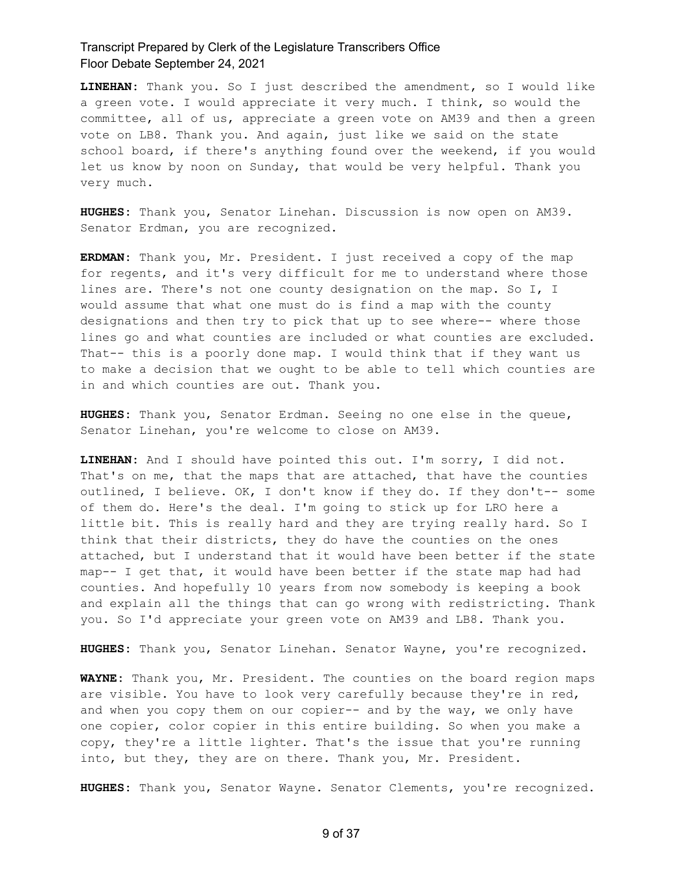**LINEHAN**: Thank you. So I just described the amendment, so I would like a green vote. I would appreciate it very much. I think, so would the committee, all of us, appreciate a green vote on AM39 and then a green vote on LB8. Thank you. And again, just like we said on the state school board, if there's anything found over the weekend, if you would let us know by noon on Sunday, that would be very helpful. Thank you very much.

**HUGHES**: Thank you, Senator Linehan. Discussion is now open on AM39. Senator Erdman, you are recognized.

**ERDMAN**: Thank you, Mr. President. I just received a copy of the map for regents, and it's very difficult for me to understand where those lines are. There's not one county designation on the map. So I, I would assume that what one must do is find a map with the county designations and then try to pick that up to see where-- where those lines go and what counties are included or what counties are excluded. That-- this is a poorly done map. I would think that if they want us to make a decision that we ought to be able to tell which counties are in and which counties are out. Thank you.

**HUGHES**: Thank you, Senator Erdman. Seeing no one else in the queue, Senator Linehan, you're welcome to close on AM39.

**LINEHAN**: And I should have pointed this out. I'm sorry, I did not. That's on me, that the maps that are attached, that have the counties outlined, I believe. OK, I don't know if they do. If they don't-- some of them do. Here's the deal. I'm going to stick up for LRO here a little bit. This is really hard and they are trying really hard. So I think that their districts, they do have the counties on the ones attached, but I understand that it would have been better if the state map-- I get that, it would have been better if the state map had had counties. And hopefully 10 years from now somebody is keeping a book and explain all the things that can go wrong with redistricting. Thank you. So I'd appreciate your green vote on AM39 and LB8. Thank you.

**HUGHES**: Thank you, Senator Linehan. Senator Wayne, you're recognized.

**WAYNE**: Thank you, Mr. President. The counties on the board region maps are visible. You have to look very carefully because they're in red, and when you copy them on our copier-- and by the way, we only have one copier, color copier in this entire building. So when you make a copy, they're a little lighter. That's the issue that you're running into, but they, they are on there. Thank you, Mr. President.

**HUGHES**: Thank you, Senator Wayne. Senator Clements, you're recognized.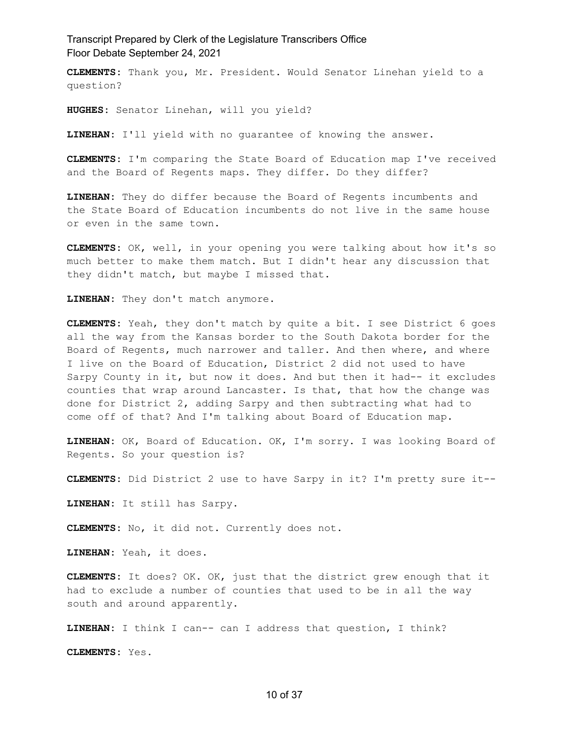**CLEMENTS:** Thank you, Mr. President. Would Senator Linehan yield to a question?

**HUGHES:** Senator Linehan, will you yield?

**LINEHAN:** I'll yield with no guarantee of knowing the answer.

**CLEMENTS:** I'm comparing the State Board of Education map I've received and the Board of Regents maps. They differ. Do they differ?

**LINEHAN:** They do differ because the Board of Regents incumbents and the State Board of Education incumbents do not live in the same house or even in the same town.

**CLEMENTS:** OK, well, in your opening you were talking about how it's so much better to make them match. But I didn't hear any discussion that they didn't match, but maybe I missed that.

**LINEHAN:** They don't match anymore.

**CLEMENTS:** Yeah, they don't match by quite a bit. I see District 6 goes all the way from the Kansas border to the South Dakota border for the Board of Regents, much narrower and taller. And then where, and where I live on the Board of Education, District 2 did not used to have Sarpy County in it, but now it does. And but then it had-- it excludes counties that wrap around Lancaster. Is that, that how the change was done for District 2, adding Sarpy and then subtracting what had to come off of that? And I'm talking about Board of Education map.

**LINEHAN:** OK, Board of Education. OK, I'm sorry. I was looking Board of Regents. So your question is?

**CLEMENTS:** Did District 2 use to have Sarpy in it? I'm pretty sure it--

**LINEHAN:** It still has Sarpy.

**CLEMENTS:** No, it did not. Currently does not.

**LINEHAN:** Yeah, it does.

**CLEMENTS:** It does? OK. OK, just that the district grew enough that it had to exclude a number of counties that used to be in all the way south and around apparently.

**LINEHAN:** I think I can-- can I address that question, I think?

**CLEMENTS:** Yes.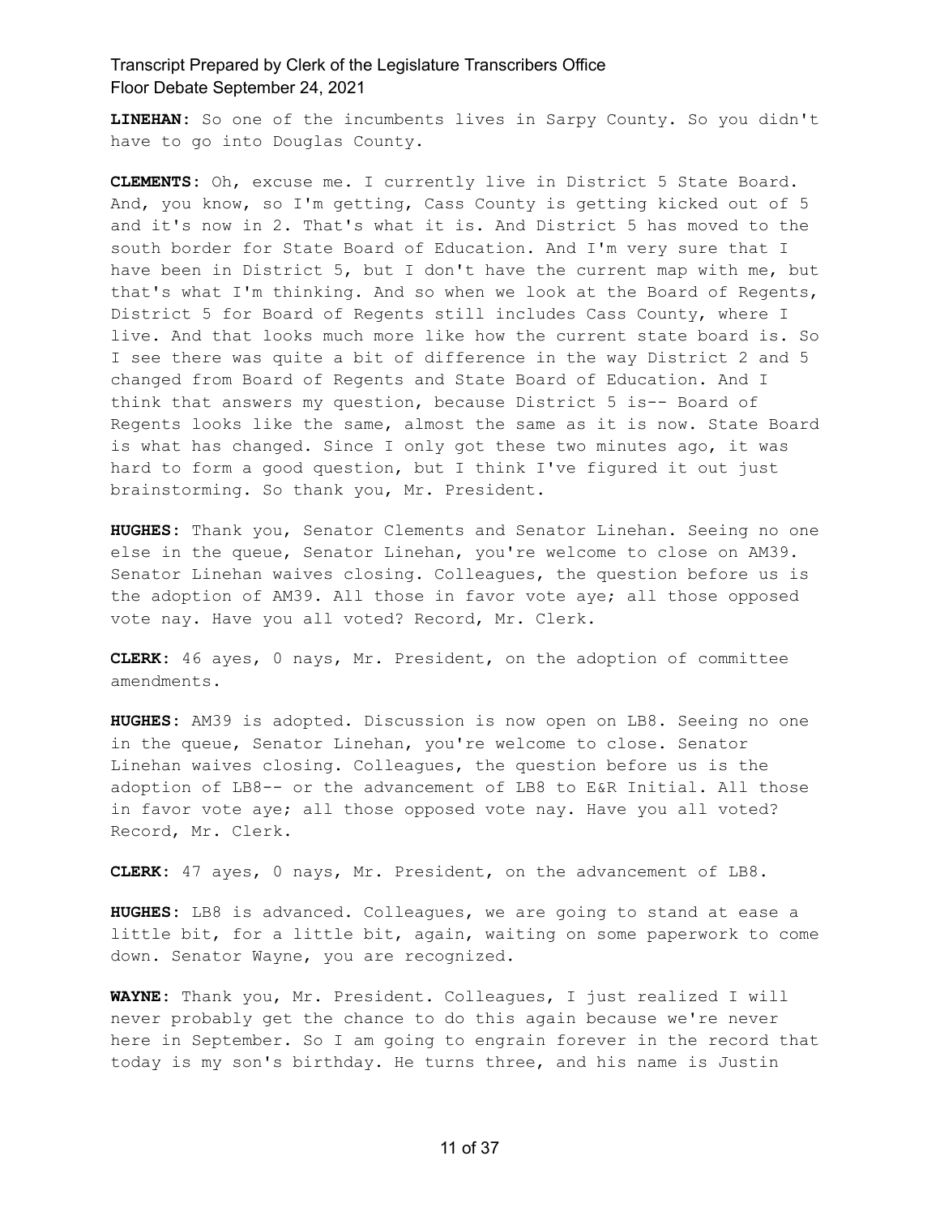**LINEHAN:** So one of the incumbents lives in Sarpy County. So you didn't have to go into Douglas County.

**CLEMENTS:** Oh, excuse me. I currently live in District 5 State Board. And, you know, so I'm getting, Cass County is getting kicked out of 5 and it's now in 2. That's what it is. And District 5 has moved to the south border for State Board of Education. And I'm very sure that I have been in District 5, but I don't have the current map with me, but that's what I'm thinking. And so when we look at the Board of Regents, District 5 for Board of Regents still includes Cass County, where I live. And that looks much more like how the current state board is. So I see there was quite a bit of difference in the way District 2 and 5 changed from Board of Regents and State Board of Education. And I think that answers my question, because District 5 is-- Board of Regents looks like the same, almost the same as it is now. State Board is what has changed. Since I only got these two minutes ago, it was hard to form a good question, but I think I've figured it out just brainstorming. So thank you, Mr. President.

**HUGHES:** Thank you, Senator Clements and Senator Linehan. Seeing no one else in the queue, Senator Linehan, you're welcome to close on AM39. Senator Linehan waives closing. Colleagues, the question before us is the adoption of AM39. All those in favor vote aye; all those opposed vote nay. Have you all voted? Record, Mr. Clerk.

**CLERK:** 46 ayes, 0 nays, Mr. President, on the adoption of committee amendments.

**HUGHES:** AM39 is adopted. Discussion is now open on LB8. Seeing no one in the queue, Senator Linehan, you're welcome to close. Senator Linehan waives closing. Colleagues, the question before us is the adoption of LB8-- or the advancement of LB8 to E&R Initial. All those in favor vote aye; all those opposed vote nay. Have you all voted? Record, Mr. Clerk.

**CLERK:** 47 ayes, 0 nays, Mr. President, on the advancement of LB8.

**HUGHES:** LB8 is advanced. Colleagues, we are going to stand at ease a little bit, for a little bit, again, waiting on some paperwork to come down. Senator Wayne, you are recognized.

**WAYNE:** Thank you, Mr. President. Colleagues, I just realized I will never probably get the chance to do this again because we're never here in September. So I am going to engrain forever in the record that today is my son's birthday. He turns three, and his name is Justin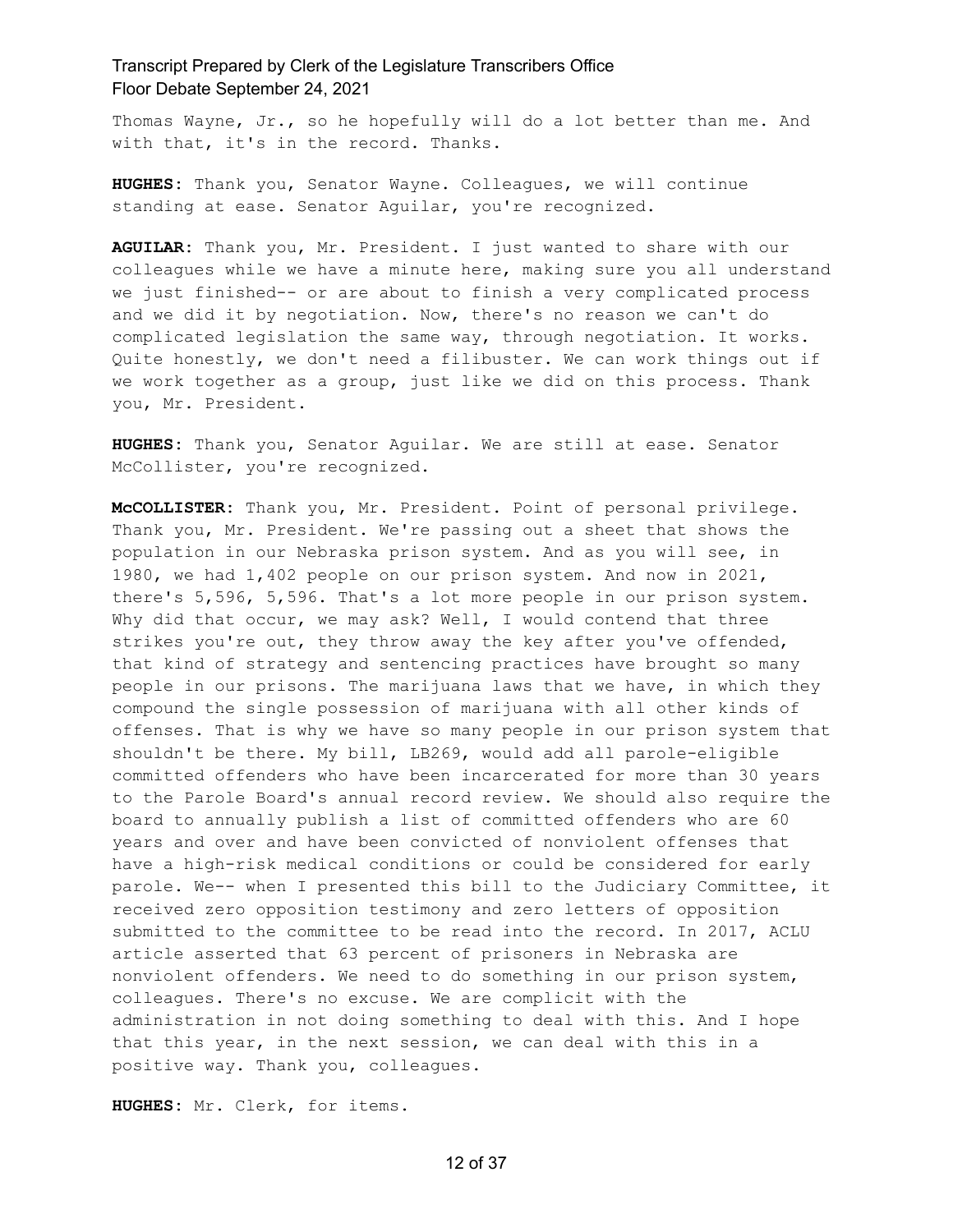Thomas Wayne, Jr., so he hopefully will do a lot better than me. And with that, it's in the record. Thanks.

**HUGHES:** Thank you, Senator Wayne. Colleagues, we will continue standing at ease. Senator Aguilar, you're recognized.

**AGUILAR:** Thank you, Mr. President. I just wanted to share with our colleagues while we have a minute here, making sure you all understand we just finished-- or are about to finish a very complicated process and we did it by negotiation. Now, there's no reason we can't do complicated legislation the same way, through negotiation. It works. Quite honestly, we don't need a filibuster. We can work things out if we work together as a group, just like we did on this process. Thank you, Mr. President.

**HUGHES:** Thank you, Senator Aguilar. We are still at ease. Senator McCollister, you're recognized.

**McCOLLISTER:** Thank you, Mr. President. Point of personal privilege. Thank you, Mr. President. We're passing out a sheet that shows the population in our Nebraska prison system. And as you will see, in 1980, we had 1,402 people on our prison system. And now in 2021, there's 5,596, 5,596. That's a lot more people in our prison system. Why did that occur, we may ask? Well, I would contend that three strikes you're out, they throw away the key after you've offended, that kind of strategy and sentencing practices have brought so many people in our prisons. The marijuana laws that we have, in which they compound the single possession of marijuana with all other kinds of offenses. That is why we have so many people in our prison system that shouldn't be there. My bill, LB269, would add all parole-eligible committed offenders who have been incarcerated for more than 30 years to the Parole Board's annual record review. We should also require the board to annually publish a list of committed offenders who are 60 years and over and have been convicted of nonviolent offenses that have a high-risk medical conditions or could be considered for early parole. We-- when I presented this bill to the Judiciary Committee, it received zero opposition testimony and zero letters of opposition submitted to the committee to be read into the record. In 2017, ACLU article asserted that 63 percent of prisoners in Nebraska are nonviolent offenders. We need to do something in our prison system, colleagues. There's no excuse. We are complicit with the administration in not doing something to deal with this. And I hope that this year, in the next session, we can deal with this in a positive way. Thank you, colleagues.

**HUGHES:** Mr. Clerk, for items.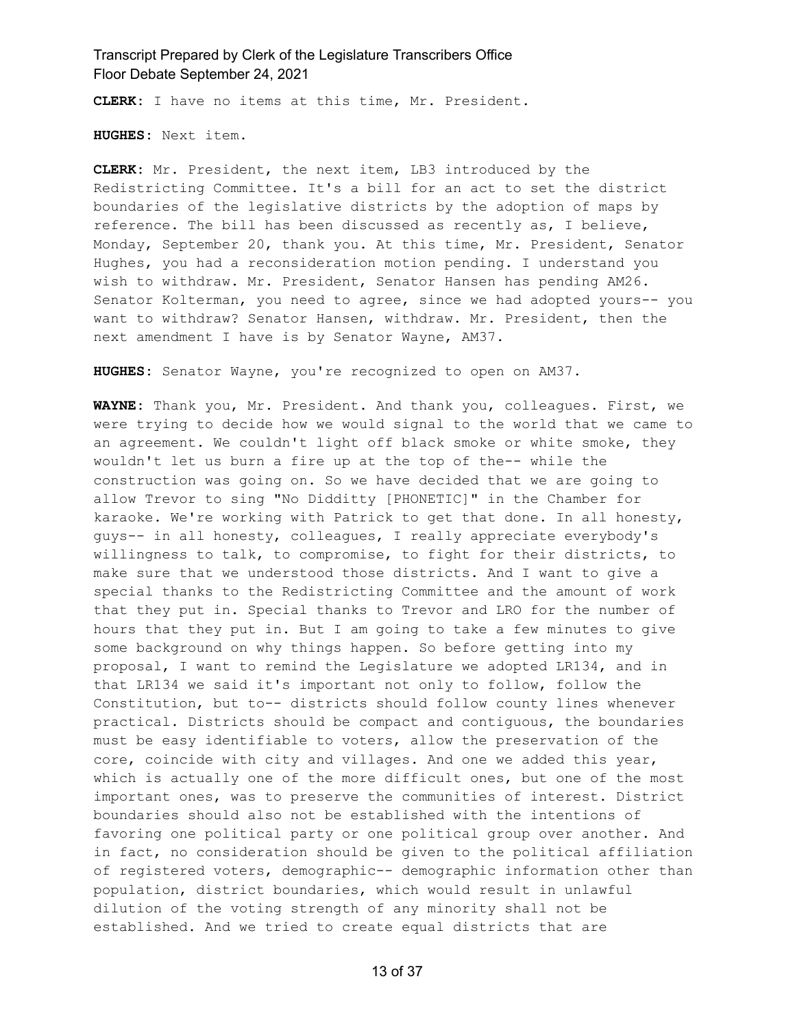**CLERK:** I have no items at this time, Mr. President.

**HUGHES:** Next item.

**CLERK:** Mr. President, the next item, LB3 introduced by the Redistricting Committee. It's a bill for an act to set the district boundaries of the legislative districts by the adoption of maps by reference. The bill has been discussed as recently as, I believe, Monday, September 20, thank you. At this time, Mr. President, Senator Hughes, you had a reconsideration motion pending. I understand you wish to withdraw. Mr. President, Senator Hansen has pending AM26. Senator Kolterman, you need to agree, since we had adopted yours-- you want to withdraw? Senator Hansen, withdraw. Mr. President, then the next amendment I have is by Senator Wayne, AM37.

**HUGHES:** Senator Wayne, you're recognized to open on AM37.

**WAYNE:** Thank you, Mr. President. And thank you, colleagues. First, we were trying to decide how we would signal to the world that we came to an agreement. We couldn't light off black smoke or white smoke, they wouldn't let us burn a fire up at the top of the-- while the construction was going on. So we have decided that we are going to allow Trevor to sing "No Didditty [PHONETIC]" in the Chamber for karaoke. We're working with Patrick to get that done. In all honesty, guys-- in all honesty, colleagues, I really appreciate everybody's willingness to talk, to compromise, to fight for their districts, to make sure that we understood those districts. And I want to give a special thanks to the Redistricting Committee and the amount of work that they put in. Special thanks to Trevor and LRO for the number of hours that they put in. But I am going to take a few minutes to give some background on why things happen. So before getting into my proposal, I want to remind the Legislature we adopted LR134, and in that LR134 we said it's important not only to follow, follow the Constitution, but to-- districts should follow county lines whenever practical. Districts should be compact and contiguous, the boundaries must be easy identifiable to voters, allow the preservation of the core, coincide with city and villages. And one we added this year, which is actually one of the more difficult ones, but one of the most important ones, was to preserve the communities of interest. District boundaries should also not be established with the intentions of favoring one political party or one political group over another. And in fact, no consideration should be given to the political affiliation of registered voters, demographic-- demographic information other than population, district boundaries, which would result in unlawful dilution of the voting strength of any minority shall not be established. And we tried to create equal districts that are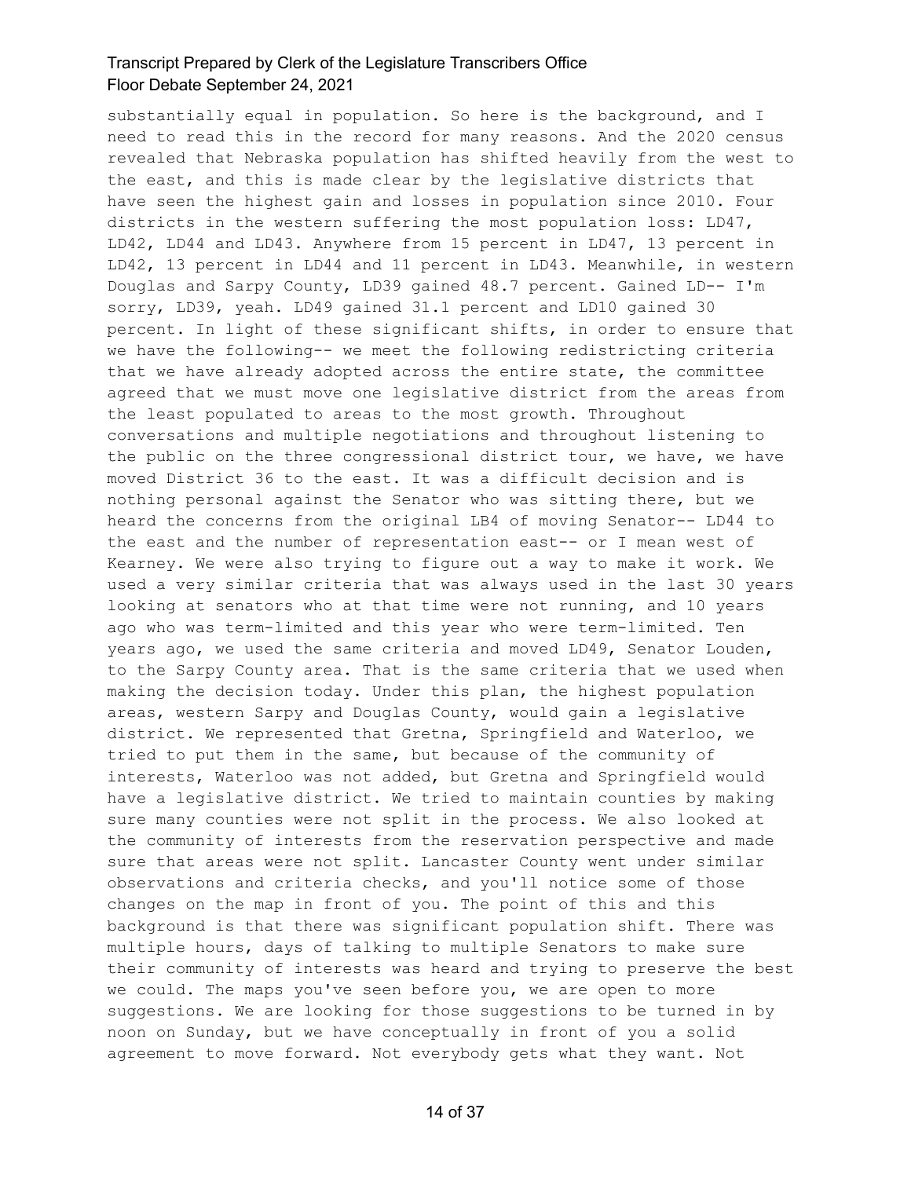substantially equal in population. So here is the background, and I need to read this in the record for many reasons. And the 2020 census revealed that Nebraska population has shifted heavily from the west to the east, and this is made clear by the legislative districts that have seen the highest gain and losses in population since 2010. Four districts in the western suffering the most population loss: LD47, LD42, LD44 and LD43. Anywhere from 15 percent in LD47, 13 percent in LD42, 13 percent in LD44 and 11 percent in LD43. Meanwhile, in western Douglas and Sarpy County, LD39 gained 48.7 percent. Gained LD-- I'm sorry, LD39, yeah. LD49 gained 31.1 percent and LD10 gained 30 percent. In light of these significant shifts, in order to ensure that we have the following-- we meet the following redistricting criteria that we have already adopted across the entire state, the committee agreed that we must move one legislative district from the areas from the least populated to areas to the most growth. Throughout conversations and multiple negotiations and throughout listening to the public on the three congressional district tour, we have, we have moved District 36 to the east. It was a difficult decision and is nothing personal against the Senator who was sitting there, but we heard the concerns from the original LB4 of moving Senator-- LD44 to the east and the number of representation east-- or I mean west of Kearney. We were also trying to figure out a way to make it work. We used a very similar criteria that was always used in the last 30 years looking at senators who at that time were not running, and 10 years ago who was term-limited and this year who were term-limited. Ten years ago, we used the same criteria and moved LD49, Senator Louden, to the Sarpy County area. That is the same criteria that we used when making the decision today. Under this plan, the highest population areas, western Sarpy and Douglas County, would gain a legislative district. We represented that Gretna, Springfield and Waterloo, we tried to put them in the same, but because of the community of interests, Waterloo was not added, but Gretna and Springfield would have a legislative district. We tried to maintain counties by making sure many counties were not split in the process. We also looked at the community of interests from the reservation perspective and made sure that areas were not split. Lancaster County went under similar observations and criteria checks, and you'll notice some of those changes on the map in front of you. The point of this and this background is that there was significant population shift. There was multiple hours, days of talking to multiple Senators to make sure their community of interests was heard and trying to preserve the best we could. The maps you've seen before you, we are open to more suggestions. We are looking for those suggestions to be turned in by noon on Sunday, but we have conceptually in front of you a solid agreement to move forward. Not everybody gets what they want. Not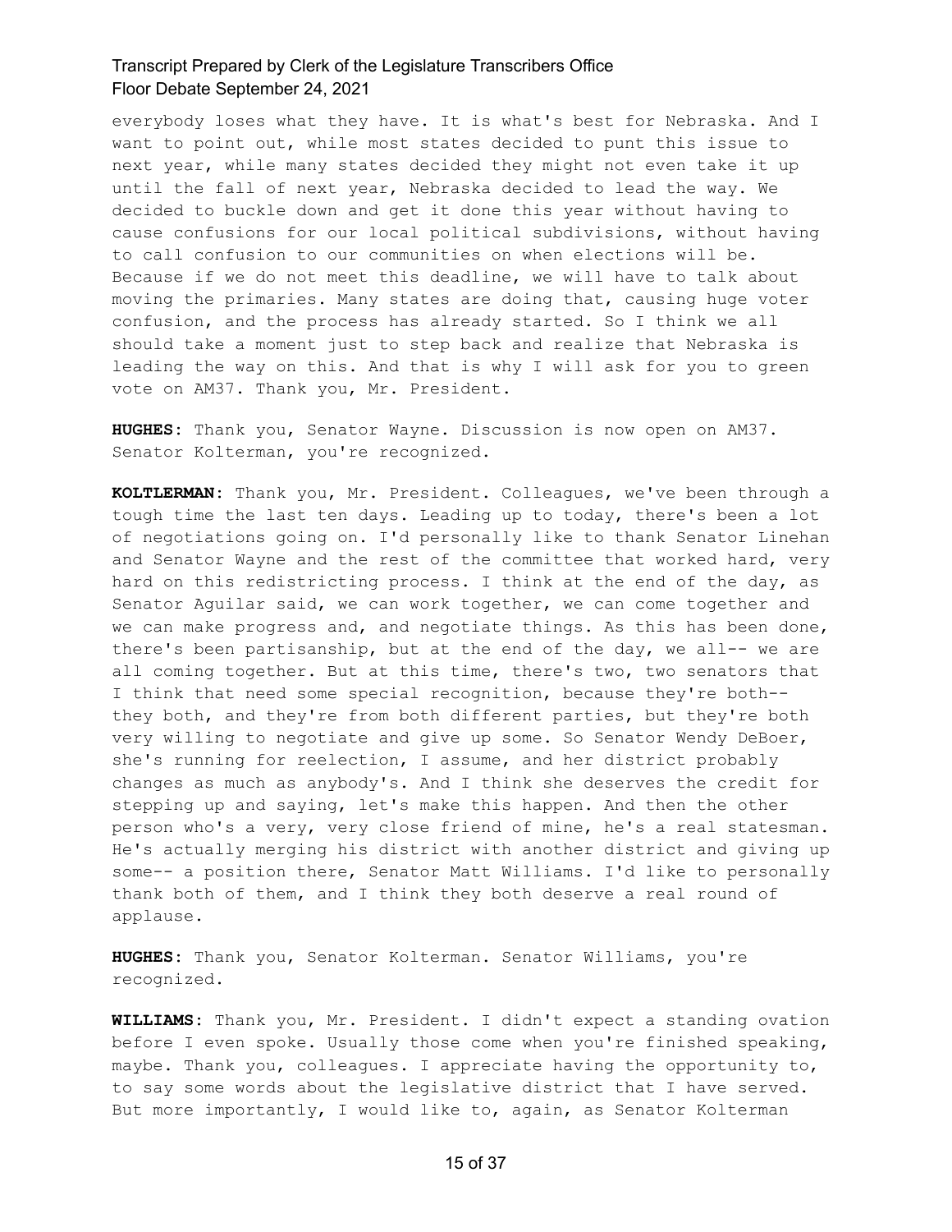everybody loses what they have. It is what's best for Nebraska. And I want to point out, while most states decided to punt this issue to next year, while many states decided they might not even take it up until the fall of next year, Nebraska decided to lead the way. We decided to buckle down and get it done this year without having to cause confusions for our local political subdivisions, without having to call confusion to our communities on when elections will be. Because if we do not meet this deadline, we will have to talk about moving the primaries. Many states are doing that, causing huge voter confusion, and the process has already started. So I think we all should take a moment just to step back and realize that Nebraska is leading the way on this. And that is why I will ask for you to green vote on AM37. Thank you, Mr. President.

**HUGHES:** Thank you, Senator Wayne. Discussion is now open on AM37. Senator Kolterman, you're recognized.

**KOLTLERMAN:** Thank you, Mr. President. Colleagues, we've been through a tough time the last ten days. Leading up to today, there's been a lot of negotiations going on. I'd personally like to thank Senator Linehan and Senator Wayne and the rest of the committee that worked hard, very hard on this redistricting process. I think at the end of the day, as Senator Aguilar said, we can work together, we can come together and we can make progress and, and negotiate things. As this has been done, there's been partisanship, but at the end of the day, we all-- we are all coming together. But at this time, there's two, two senators that I think that need some special recognition, because they're both-- they both, and they're from both different parties, but they're both very willing to negotiate and give up some. So Senator Wendy DeBoer, she's running for reelection, I assume, and her district probably changes as much as anybody's. And I think she deserves the credit for stepping up and saying, let's make this happen. And then the other person who's a very, very close friend of mine, he's a real statesman. He's actually merging his district with another district and giving up some-- a position there, Senator Matt Williams. I'd like to personally thank both of them, and I think they both deserve a real round of applause.

**HUGHES:** Thank you, Senator Kolterman. Senator Williams, you're recognized.

**WILLIAMS:** Thank you, Mr. President. I didn't expect a standing ovation before I even spoke. Usually those come when you're finished speaking, maybe. Thank you, colleagues. I appreciate having the opportunity to, to say some words about the legislative district that I have served. But more importantly, I would like to, again, as Senator Kolterman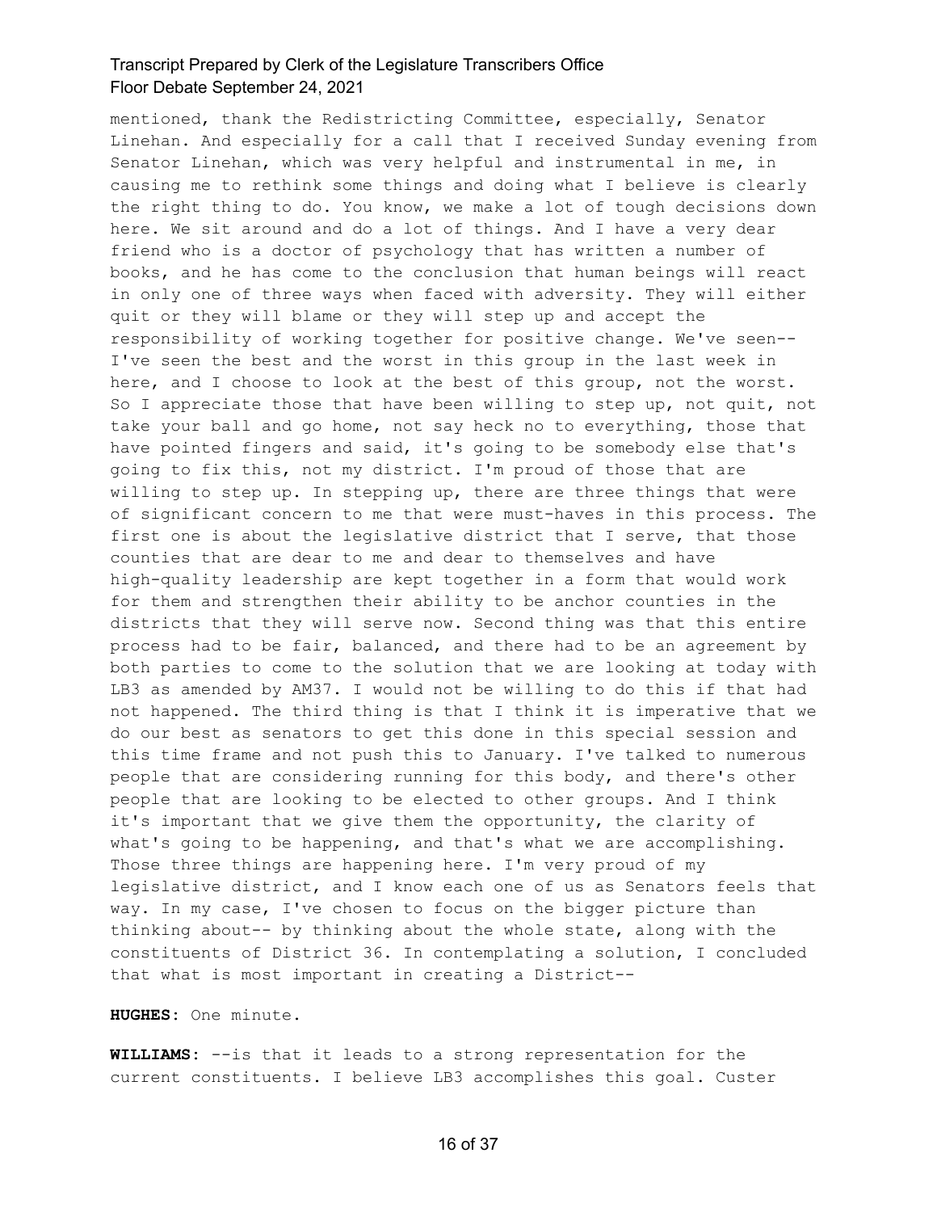mentioned, thank the Redistricting Committee, especially, Senator Linehan. And especially for a call that I received Sunday evening from Senator Linehan, which was very helpful and instrumental in me, in causing me to rethink some things and doing what I believe is clearly the right thing to do. You know, we make a lot of tough decisions down here. We sit around and do a lot of things. And I have a very dear friend who is a doctor of psychology that has written a number of books, and he has come to the conclusion that human beings will react in only one of three ways when faced with adversity. They will either quit or they will blame or they will step up and accept the responsibility of working together for positive change. We've seen-- I've seen the best and the worst in this group in the last week in here, and I choose to look at the best of this group, not the worst. So I appreciate those that have been willing to step up, not quit, not take your ball and go home, not say heck no to everything, those that have pointed fingers and said, it's going to be somebody else that's going to fix this, not my district. I'm proud of those that are willing to step up. In stepping up, there are three things that were of significant concern to me that were must-haves in this process. The first one is about the legislative district that I serve, that those counties that are dear to me and dear to themselves and have high-quality leadership are kept together in a form that would work for them and strengthen their ability to be anchor counties in the districts that they will serve now. Second thing was that this entire process had to be fair, balanced, and there had to be an agreement by both parties to come to the solution that we are looking at today with LB3 as amended by AM37. I would not be willing to do this if that had not happened. The third thing is that I think it is imperative that we do our best as senators to get this done in this special session and this time frame and not push this to January. I've talked to numerous people that are considering running for this body, and there's other people that are looking to be elected to other groups. And I think it's important that we give them the opportunity, the clarity of what's going to be happening, and that's what we are accomplishing. Those three things are happening here. I'm very proud of my legislative district, and I know each one of us as Senators feels that way. In my case, I've chosen to focus on the bigger picture than thinking about-- by thinking about the whole state, along with the constituents of District 36. In contemplating a solution, I concluded that what is most important in creating a District--

**HUGHES:** One minute.

**WILLIAMS:** --is that it leads to a strong representation for the current constituents. I believe LB3 accomplishes this goal. Custer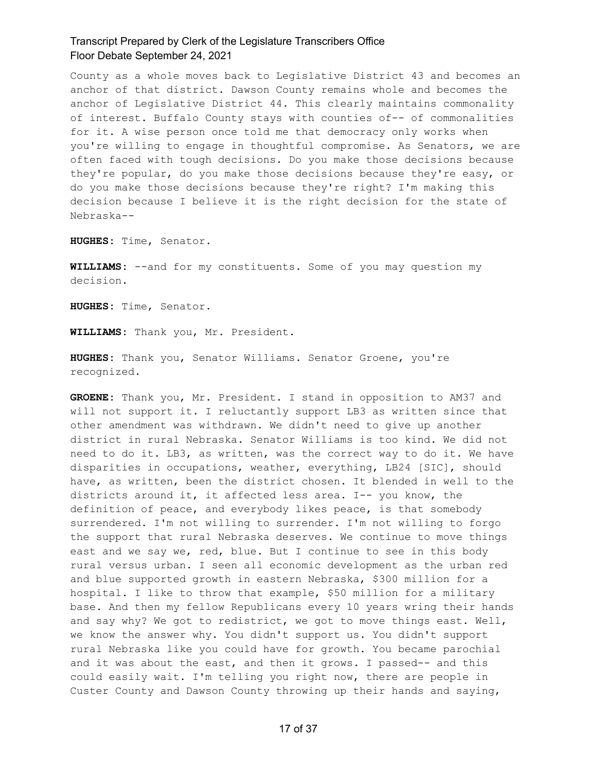County as a whole moves back to Legislative District 43 and becomes an anchor of that district. Dawson County remains whole and becomes the anchor of Legislative District 44. This clearly maintains commonality of interest. Buffalo County stays with counties of-- of commonalities for it. A wise person once told me that democracy only works when you're willing to engage in thoughtful compromise. As Senators, we are often faced with tough decisions. Do you make those decisions because they're popular, do you make those decisions because they're easy, or do you make those decisions because they're right? I'm making this decision because I believe it is the right decision for the state of Nebraska--

**HUGHES:** Time, Senator.

**WILLIAMS:** --and for my constituents. Some of you may question my decision.

**HUGHES:** Time, Senator.

**WILLIAMS:** Thank you, Mr. President.

**HUGHES:** Thank you, Senator Williams. Senator Groene, you're recognized.

**GROENE:** Thank you, Mr. President. I stand in opposition to AM37 and will not support it. I reluctantly support LB3 as written since that other amendment was withdrawn. We didn't need to give up another district in rural Nebraska. Senator Williams is too kind. We did not need to do it. LB3, as written, was the correct way to do it. We have disparities in occupations, weather, everything, LB24 [SIC], should have, as written, been the district chosen. It blended in well to the districts around it, it affected less area. I-- you know, the definition of peace, and everybody likes peace, is that somebody surrendered. I'm not willing to surrender. I'm not willing to forgo the support that rural Nebraska deserves. We continue to move things east and we say we, red, blue. But I continue to see in this body rural versus urban. I seen all economic development as the urban red and blue supported growth in eastern Nebraska, $300 million for a hospital. I like to throw that example, $50 million for a military base. And then my fellow Republicans every 10 years wring their hands and say why? We got to redistrict, we got to move things east. Well, we know the answer why. You didn't support us. You didn't support rural Nebraska like you could have for growth. You became parochial and it was about the east, and then it grows. I passed-- and this could easily wait. I'm telling you right now, there are people in Custer County and Dawson County throwing up their hands and saying,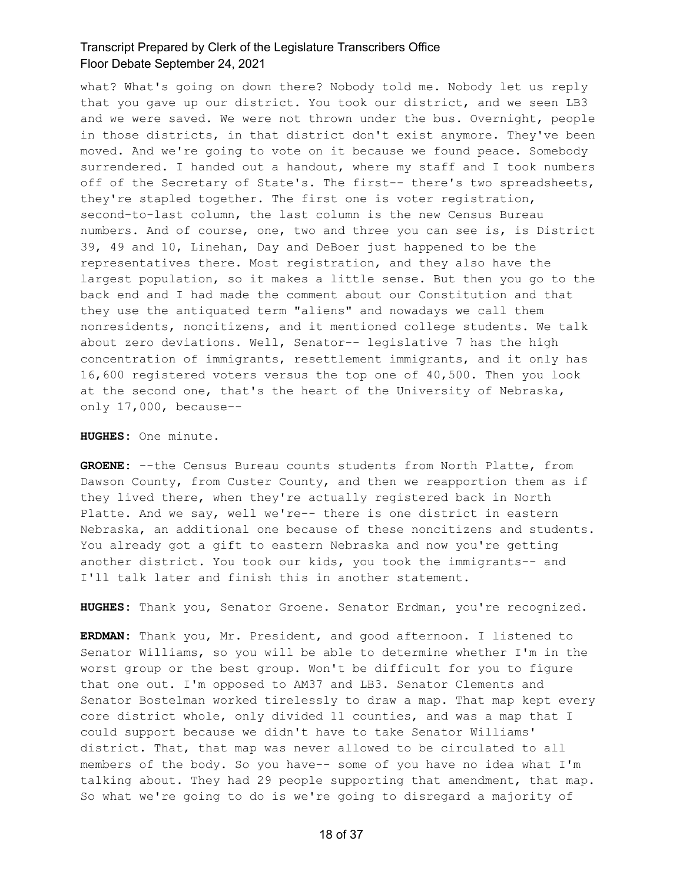what? What's going on down there? Nobody told me. Nobody let us reply that you gave up our district. You took our district, and we seen LB3 and we were saved. We were not thrown under the bus. Overnight, people in those districts, in that district don't exist anymore. They've been moved. And we're going to vote on it because we found peace. Somebody surrendered. I handed out a handout, where my staff and I took numbers off of the Secretary of State's. The first-- there's two spreadsheets, they're stapled together. The first one is voter registration, second-to-last column, the last column is the new Census Bureau numbers. And of course, one, two and three you can see is, is District 39, 49 and 10, Linehan, Day and DeBoer just happened to be the representatives there. Most registration, and they also have the largest population, so it makes a little sense. But then you go to the back end and I had made the comment about our Constitution and that they use the antiquated term "aliens" and nowadays we call them nonresidents, noncitizens, and it mentioned college students. We talk about zero deviations. Well, Senator-- legislative 7 has the high concentration of immigrants, resettlement immigrants, and it only has 16,600 registered voters versus the top one of 40,500. Then you look at the second one, that's the heart of the University of Nebraska, only 17,000, because--

**HUGHES:** One minute.

**GROENE:** --the Census Bureau counts students from North Platte, from Dawson County, from Custer County, and then we reapportion them as if they lived there, when they're actually registered back in North Platte. And we say, well we're-- there is one district in eastern Nebraska, an additional one because of these noncitizens and students. You already got a gift to eastern Nebraska and now you're getting another district. You took our kids, you took the immigrants-- and I'll talk later and finish this in another statement.

**HUGHES:** Thank you, Senator Groene. Senator Erdman, you're recognized.

**ERDMAN:** Thank you, Mr. President, and good afternoon. I listened to Senator Williams, so you will be able to determine whether I'm in the worst group or the best group. Won't be difficult for you to figure that one out. I'm opposed to AM37 and LB3. Senator Clements and Senator Bostelman worked tirelessly to draw a map. That map kept every core district whole, only divided 11 counties, and was a map that I could support because we didn't have to take Senator Williams' district. That, that map was never allowed to be circulated to all members of the body. So you have-- some of you have no idea what I'm talking about. They had 29 people supporting that amendment, that map. So what we're going to do is we're going to disregard a majority of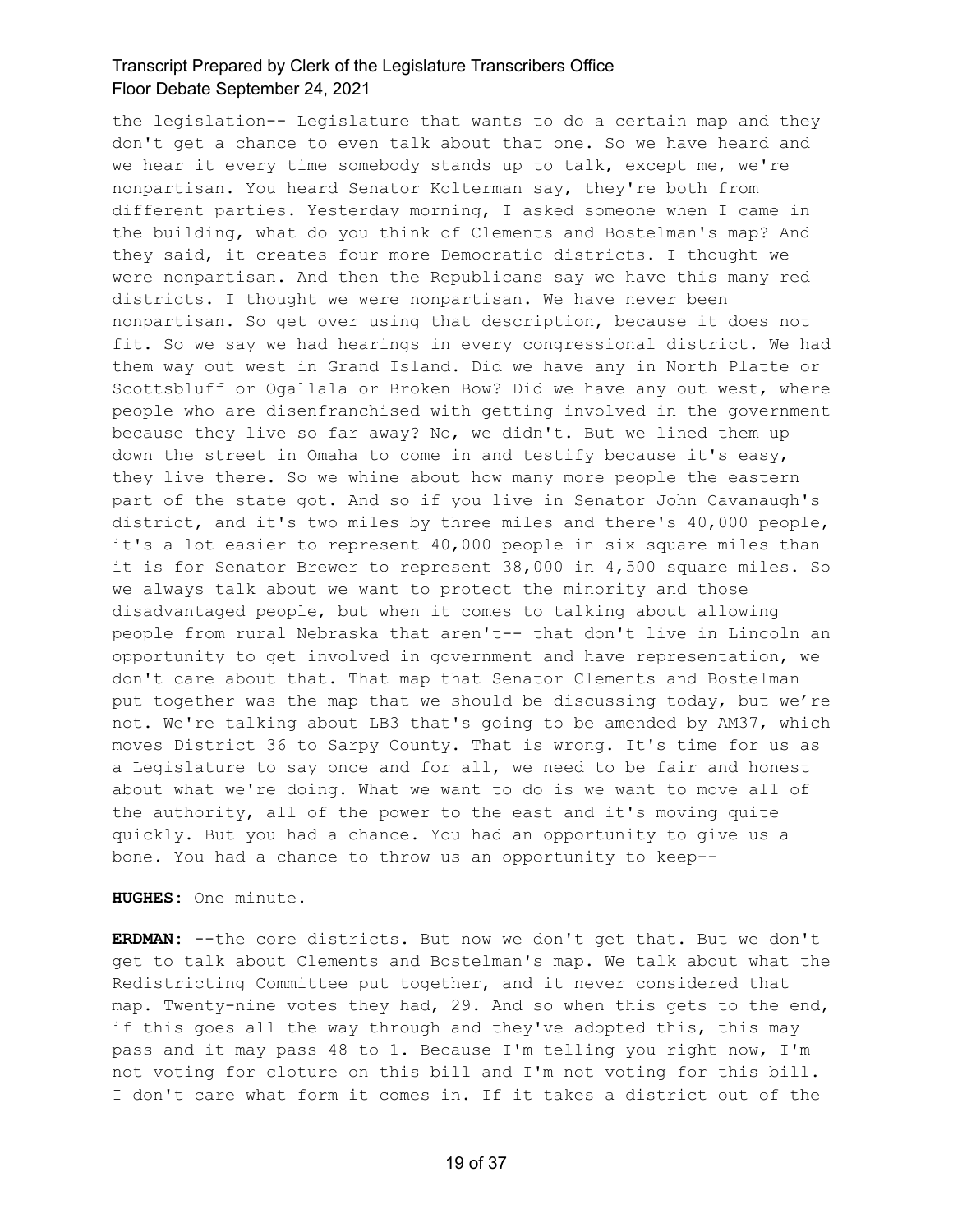the legislation-- Legislature that wants to do a certain map and they don't get a chance to even talk about that one. So we have heard and we hear it every time somebody stands up to talk, except me, we're nonpartisan. You heard Senator Kolterman say, they're both from different parties. Yesterday morning, I asked someone when I came in the building, what do you think of Clements and Bostelman's map? And they said, it creates four more Democratic districts. I thought we were nonpartisan. And then the Republicans say we have this many red districts. I thought we were nonpartisan. We have never been nonpartisan. So get over using that description, because it does not fit. So we say we had hearings in every congressional district. We had them way out west in Grand Island. Did we have any in North Platte or Scottsbluff or Ogallala or Broken Bow? Did we have any out west, where people who are disenfranchised with getting involved in the government because they live so far away? No, we didn't. But we lined them up down the street in Omaha to come in and testify because it's easy, they live there. So we whine about how many more people the eastern part of the state got. And so if you live in Senator John Cavanaugh's district, and it's two miles by three miles and there's 40,000 people, it's a lot easier to represent 40,000 people in six square miles than it is for Senator Brewer to represent 38,000 in 4,500 square miles. So we always talk about we want to protect the minority and those disadvantaged people, but when it comes to talking about allowing people from rural Nebraska that aren't-- that don't live in Lincoln an opportunity to get involved in government and have representation, we don't care about that. That map that Senator Clements and Bostelman put together was the map that we should be discussing today, but we're not. We're talking about LB3 that's going to be amended by AM37, which moves District 36 to Sarpy County. That is wrong. It's time for us as a Legislature to say once and for all, we need to be fair and honest about what we're doing. What we want to do is we want to move all of the authority, all of the power to the east and it's moving quite quickly. But you had a chance. You had an opportunity to give us a bone. You had a chance to throw us an opportunity to keep--

**HUGHES:** One minute.

**ERDMAN:** --the core districts. But now we don't get that. But we don't get to talk about Clements and Bostelman's map. We talk about what the Redistricting Committee put together, and it never considered that map. Twenty-nine votes they had, 29. And so when this gets to the end, if this goes all the way through and they've adopted this, this may pass and it may pass 48 to 1. Because I'm telling you right now, I'm not voting for cloture on this bill and I'm not voting for this bill. I don't care what form it comes in. If it takes a district out of the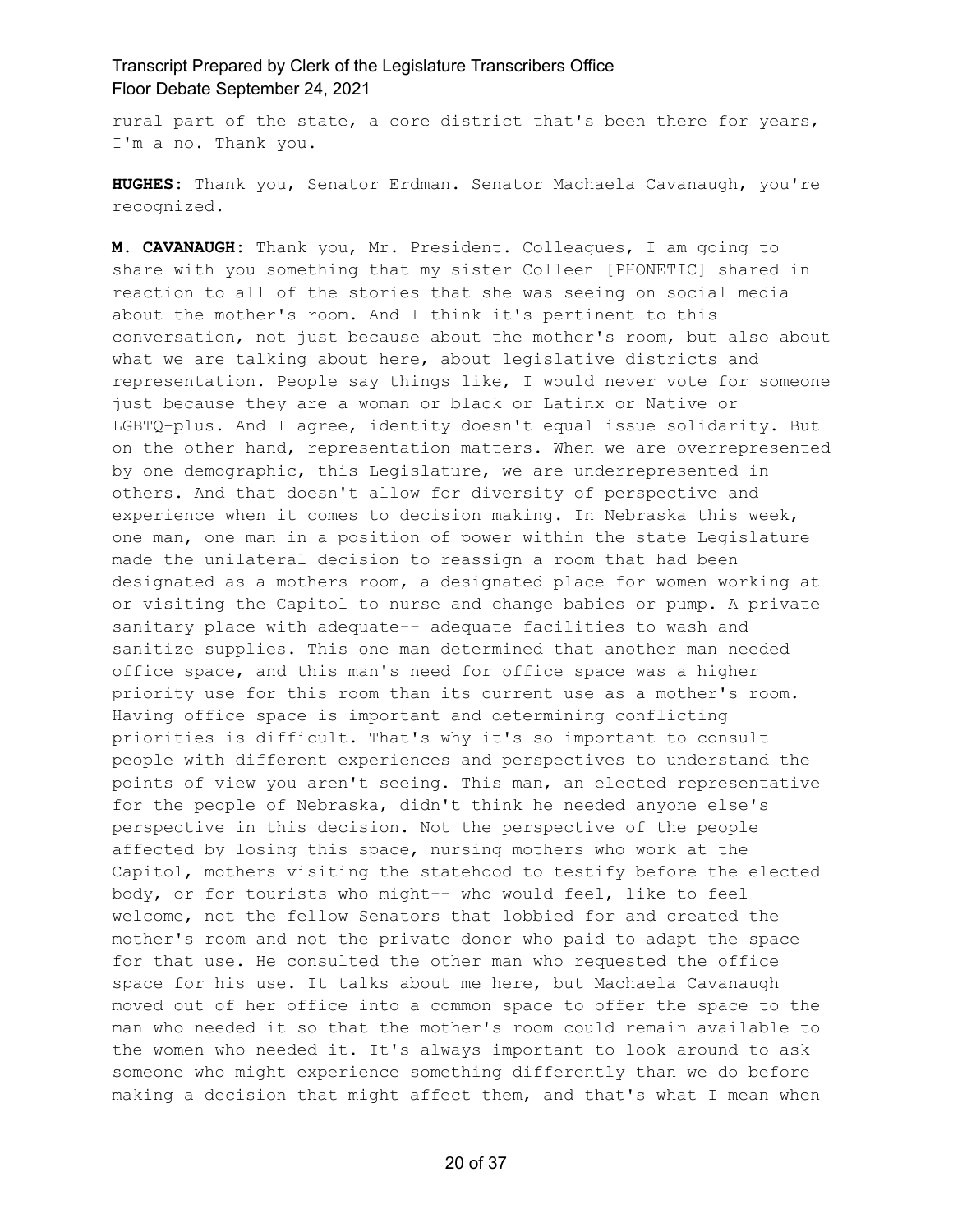rural part of the state, a core district that's been there for years, I'm a no. Thank you.

**HUGHES:** Thank you, Senator Erdman. Senator Machaela Cavanaugh, you're recognized.

**M. CAVANAUGH:** Thank you, Mr. President. Colleagues, I am going to share with you something that my sister Colleen [PHONETIC] shared in reaction to all of the stories that she was seeing on social media about the mother's room. And I think it's pertinent to this conversation, not just because about the mother's room, but also about what we are talking about here, about legislative districts and representation. People say things like, I would never vote for someone just because they are a woman or black or Latinx or Native or LGBTQ-plus. And I agree, identity doesn't equal issue solidarity. But on the other hand, representation matters. When we are overrepresented by one demographic, this Legislature, we are underrepresented in others. And that doesn't allow for diversity of perspective and experience when it comes to decision making. In Nebraska this week, one man, one man in a position of power within the state Legislature made the unilateral decision to reassign a room that had been designated as a mothers room, a designated place for women working at or visiting the Capitol to nurse and change babies or pump. A private sanitary place with adequate-- adequate facilities to wash and sanitize supplies. This one man determined that another man needed office space, and this man's need for office space was a higher priority use for this room than its current use as a mother's room. Having office space is important and determining conflicting priorities is difficult. That's why it's so important to consult people with different experiences and perspectives to understand the points of view you aren't seeing. This man, an elected representative for the people of Nebraska, didn't think he needed anyone else's perspective in this decision. Not the perspective of the people affected by losing this space, nursing mothers who work at the Capitol, mothers visiting the statehood to testify before the elected body, or for tourists who might-- who would feel, like to feel welcome, not the fellow Senators that lobbied for and created the mother's room and not the private donor who paid to adapt the space for that use. He consulted the other man who requested the office space for his use. It talks about me here, but Machaela Cavanaugh moved out of her office into a common space to offer the space to the man who needed it so that the mother's room could remain available to the women who needed it. It's always important to look around to ask someone who might experience something differently than we do before making a decision that might affect them, and that's what I mean when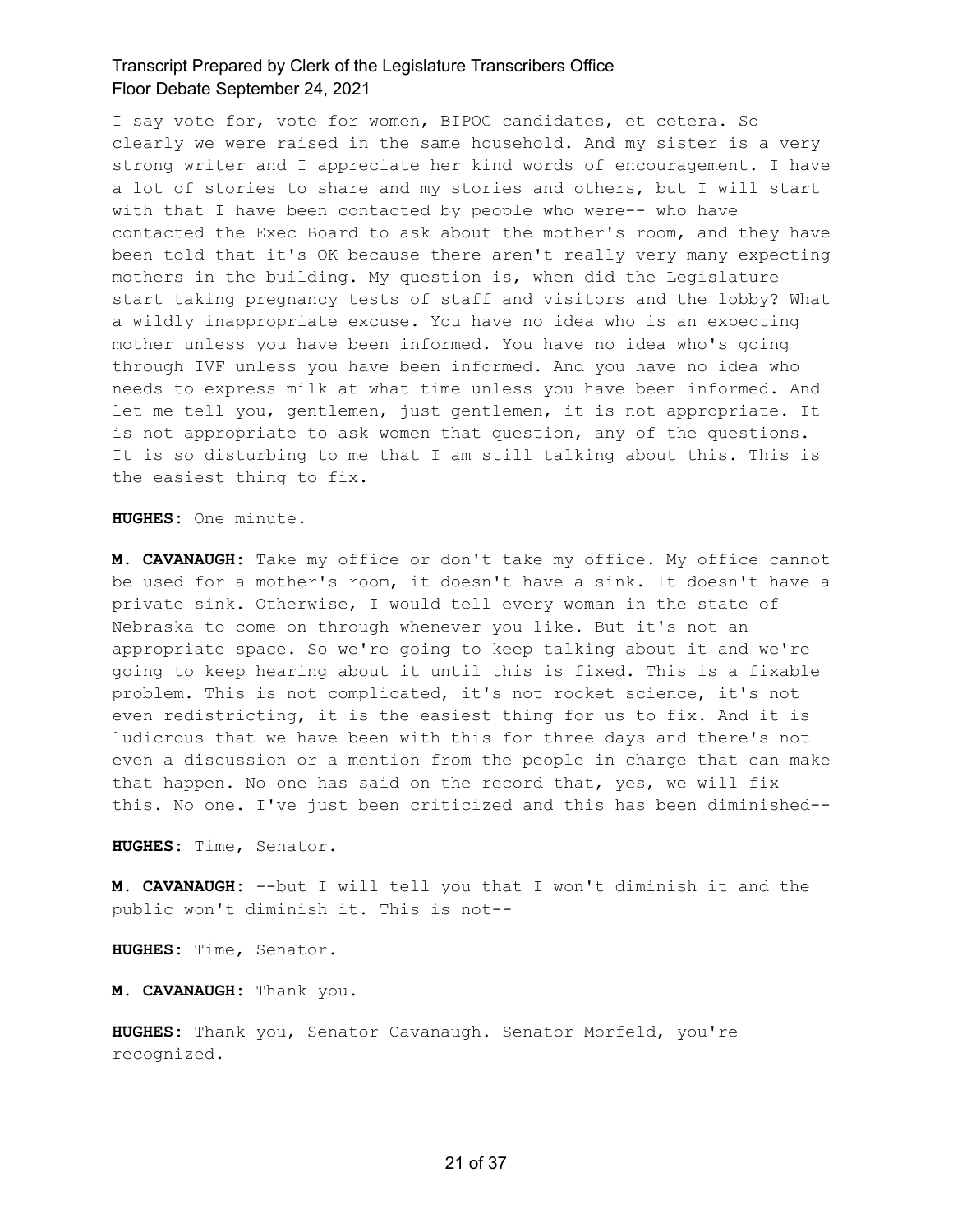I say vote for, vote for women, BIPOC candidates, et cetera. So clearly we were raised in the same household. And my sister is a very strong writer and I appreciate her kind words of encouragement. I have a lot of stories to share and my stories and others, but I will start with that I have been contacted by people who were-- who have contacted the Exec Board to ask about the mother's room, and they have been told that it's OK because there aren't really very many expecting mothers in the building. My question is, when did the Legislature start taking pregnancy tests of staff and visitors and the lobby? What a wildly inappropriate excuse. You have no idea who is an expecting mother unless you have been informed. You have no idea who's going through IVF unless you have been informed. And you have no idea who needs to express milk at what time unless you have been informed. And let me tell you, gentlemen, just gentlemen, it is not appropriate. It is not appropriate to ask women that question, any of the questions. It is so disturbing to me that I am still talking about this. This is the easiest thing to fix.

**HUGHES:** One minute.

**M. CAVANAUGH:** Take my office or don't take my office. My office cannot be used for a mother's room, it doesn't have a sink. It doesn't have a private sink. Otherwise, I would tell every woman in the state of Nebraska to come on through whenever you like. But it's not an appropriate space. So we're going to keep talking about it and we're going to keep hearing about it until this is fixed. This is a fixable problem. This is not complicated, it's not rocket science, it's not even redistricting, it is the easiest thing for us to fix. And it is ludicrous that we have been with this for three days and there's not even a discussion or a mention from the people in charge that can make that happen. No one has said on the record that, yes, we will fix this. No one. I've just been criticized and this has been diminished--

**HUGHES:** Time, Senator.

**M. CAVANAUGH:** --but I will tell you that I won't diminish it and the public won't diminish it. This is not--

**HUGHES:** Time, Senator.

**M. CAVANAUGH:** Thank you.

**HUGHES:** Thank you, Senator Cavanaugh. Senator Morfeld, you're recognized.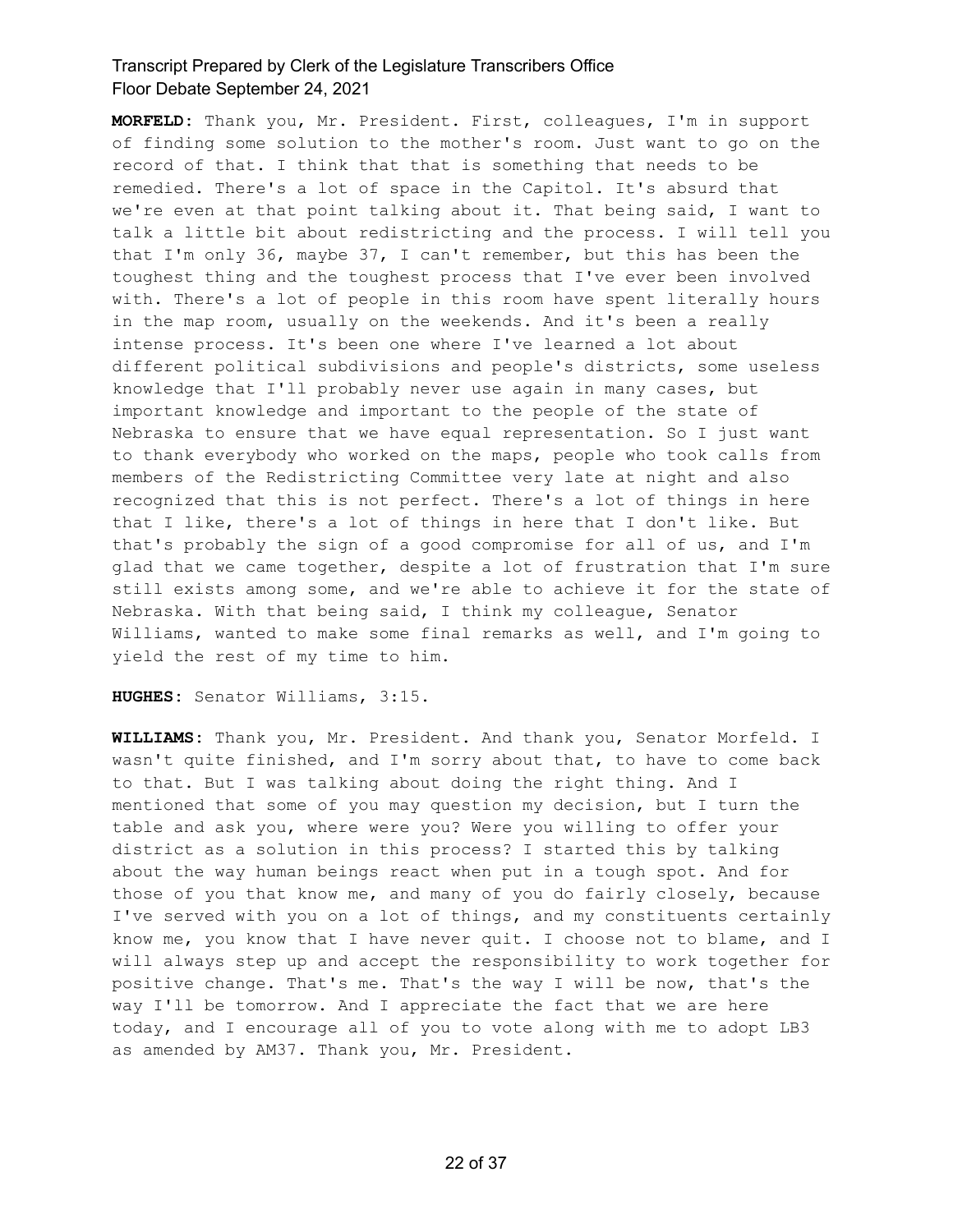**MORFELD:** Thank you, Mr. President. First, colleagues, I'm in support of finding some solution to the mother's room. Just want to go on the record of that. I think that that is something that needs to be remedied. There's a lot of space in the Capitol. It's absurd that we're even at that point talking about it. That being said, I want to talk a little bit about redistricting and the process. I will tell you that I'm only 36, maybe 37, I can't remember, but this has been the toughest thing and the toughest process that I've ever been involved with. There's a lot of people in this room have spent literally hours in the map room, usually on the weekends. And it's been a really intense process. It's been one where I've learned a lot about different political subdivisions and people's districts, some useless knowledge that I'll probably never use again in many cases, but important knowledge and important to the people of the state of Nebraska to ensure that we have equal representation. So I just want to thank everybody who worked on the maps, people who took calls from members of the Redistricting Committee very late at night and also recognized that this is not perfect. There's a lot of things in here that I like, there's a lot of things in here that I don't like. But that's probably the sign of a good compromise for all of us, and I'm glad that we came together, despite a lot of frustration that I'm sure still exists among some, and we're able to achieve it for the state of Nebraska. With that being said, I think my colleague, Senator Williams, wanted to make some final remarks as well, and I'm going to yield the rest of my time to him.

**HUGHES:** Senator Williams, 3:15.

**WILLIAMS:** Thank you, Mr. President. And thank you, Senator Morfeld. I wasn't quite finished, and I'm sorry about that, to have to come back to that. But I was talking about doing the right thing. And I mentioned that some of you may question my decision, but I turn the table and ask you, where were you? Were you willing to offer your district as a solution in this process? I started this by talking about the way human beings react when put in a tough spot. And for those of you that know me, and many of you do fairly closely, because I've served with you on a lot of things, and my constituents certainly know me, you know that I have never quit. I choose not to blame, and I will always step up and accept the responsibility to work together for positive change. That's me. That's the way I will be now, that's the way I'll be tomorrow. And I appreciate the fact that we are here today, and I encourage all of you to vote along with me to adopt LB3 as amended by AM37. Thank you, Mr. President.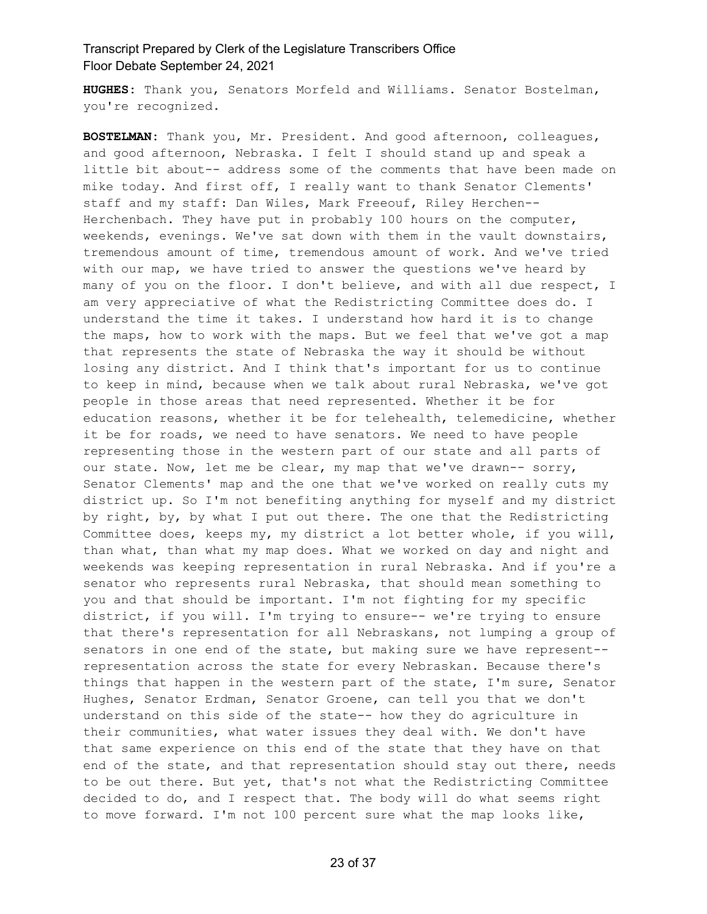**HUGHES:** Thank you, Senators Morfeld and Williams. Senator Bostelman, you're recognized.

**BOSTELMAN:** Thank you, Mr. President. And good afternoon, colleagues, and good afternoon, Nebraska. I felt I should stand up and speak a little bit about-- address some of the comments that have been made on mike today. And first off, I really want to thank Senator Clements' staff and my staff: Dan Wiles, Mark Freeouf, Riley Herchen-- Herchenbach. They have put in probably 100 hours on the computer, weekends, evenings. We've sat down with them in the vault downstairs, tremendous amount of time, tremendous amount of work. And we've tried with our map, we have tried to answer the questions we've heard by many of you on the floor. I don't believe, and with all due respect, I am very appreciative of what the Redistricting Committee does do. I understand the time it takes. I understand how hard it is to change the maps, how to work with the maps. But we feel that we've got a map that represents the state of Nebraska the way it should be without losing any district. And I think that's important for us to continue to keep in mind, because when we talk about rural Nebraska, we've got people in those areas that need represented. Whether it be for education reasons, whether it be for telehealth, telemedicine, whether it be for roads, we need to have senators. We need to have people representing those in the western part of our state and all parts of our state. Now, let me be clear, my map that we've drawn-- sorry, Senator Clements' map and the one that we've worked on really cuts my district up. So I'm not benefiting anything for myself and my district by right, by, by what I put out there. The one that the Redistricting Committee does, keeps my, my district a lot better whole, if you will, than what, than what my map does. What we worked on day and night and weekends was keeping representation in rural Nebraska. And if you're a senator who represents rural Nebraska, that should mean something to you and that should be important. I'm not fighting for my specific district, if you will. I'm trying to ensure-- we're trying to ensure that there's representation for all Nebraskans, not lumping a group of senators in one end of the state, but making sure we have represent-- representation across the state for every Nebraskan. Because there's things that happen in the western part of the state, I'm sure, Senator Hughes, Senator Erdman, Senator Groene, can tell you that we don't understand on this side of the state-- how they do agriculture in their communities, what water issues they deal with. We don't have that same experience on this end of the state that they have on that end of the state, and that representation should stay out there, needs to be out there. But yet, that's not what the Redistricting Committee decided to do, and I respect that. The body will do what seems right to move forward. I'm not 100 percent sure what the map looks like,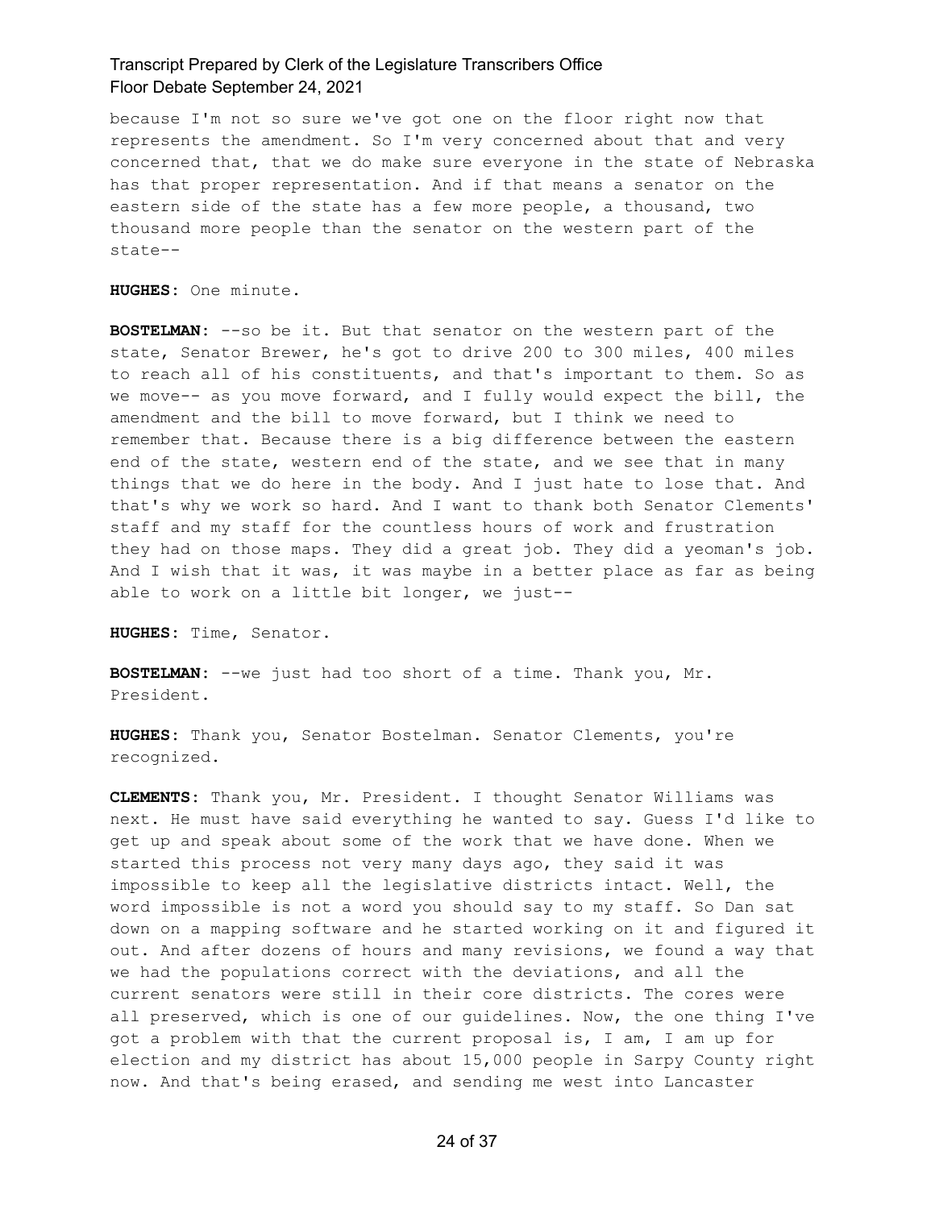because I'm not so sure we've got one on the floor right now that represents the amendment. So I'm very concerned about that and very concerned that, that we do make sure everyone in the state of Nebraska has that proper representation. And if that means a senator on the eastern side of the state has a few more people, a thousand, two thousand more people than the senator on the western part of the state--

**HUGHES:** One minute.

**BOSTELMAN:** --so be it. But that senator on the western part of the state, Senator Brewer, he's got to drive 200 to 300 miles, 400 miles to reach all of his constituents, and that's important to them. So as we move-- as you move forward, and I fully would expect the bill, the amendment and the bill to move forward, but I think we need to remember that. Because there is a big difference between the eastern end of the state, western end of the state, and we see that in many things that we do here in the body. And I just hate to lose that. And that's why we work so hard. And I want to thank both Senator Clements' staff and my staff for the countless hours of work and frustration they had on those maps. They did a great job. They did a yeoman's job. And I wish that it was, it was maybe in a better place as far as being able to work on a little bit longer, we just--

**HUGHES:** Time, Senator.

**BOSTELMAN:** --we just had too short of a time. Thank you, Mr. President.

**HUGHES:** Thank you, Senator Bostelman. Senator Clements, you're recognized.

**CLEMENTS:** Thank you, Mr. President. I thought Senator Williams was next. He must have said everything he wanted to say. Guess I'd like to get up and speak about some of the work that we have done. When we started this process not very many days ago, they said it was impossible to keep all the legislative districts intact. Well, the word impossible is not a word you should say to my staff. So Dan sat down on a mapping software and he started working on it and figured it out. And after dozens of hours and many revisions, we found a way that we had the populations correct with the deviations, and all the current senators were still in their core districts. The cores were all preserved, which is one of our guidelines. Now, the one thing I've got a problem with that the current proposal is, I am, I am up for election and my district has about 15,000 people in Sarpy County right now. And that's being erased, and sending me west into Lancaster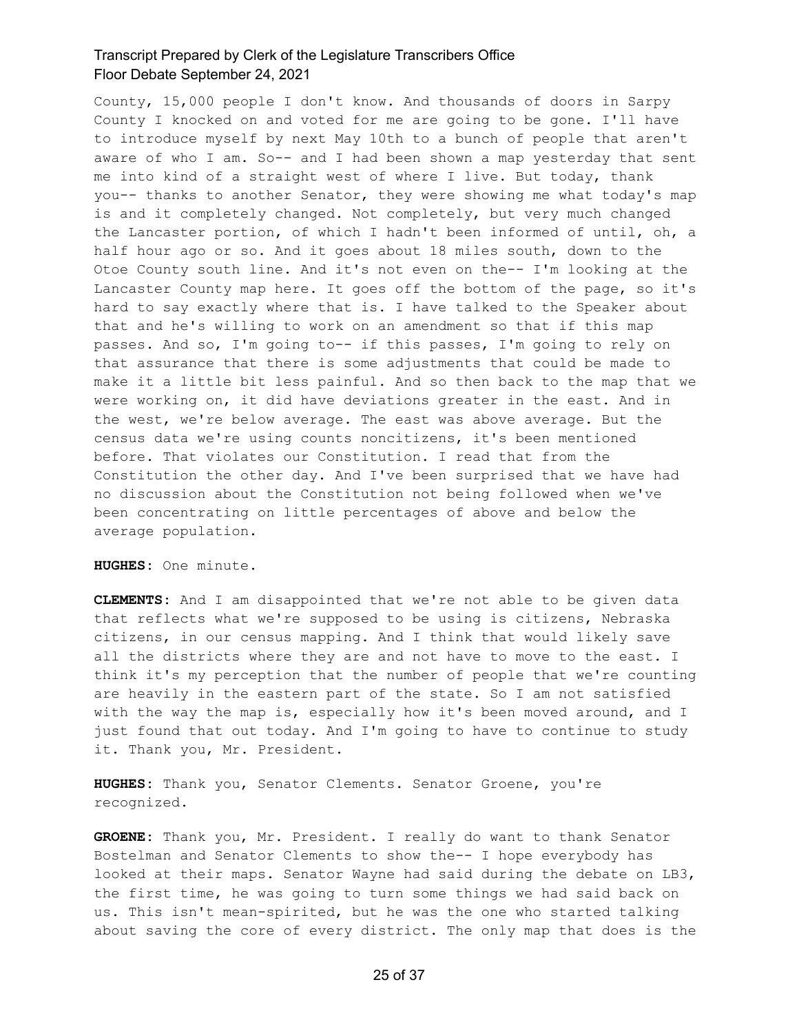County, 15,000 people I don't know. And thousands of doors in Sarpy County I knocked on and voted for me are going to be gone. I'll have to introduce myself by next May 10th to a bunch of people that aren't aware of who I am. So-- and I had been shown a map yesterday that sent me into kind of a straight west of where I live. But today, thank you-- thanks to another Senator, they were showing me what today's map is and it completely changed. Not completely, but very much changed the Lancaster portion, of which I hadn't been informed of until, oh, a half hour ago or so. And it goes about 18 miles south, down to the Otoe County south line. And it's not even on the-- I'm looking at the Lancaster County map here. It goes off the bottom of the page, so it's hard to say exactly where that is. I have talked to the Speaker about that and he's willing to work on an amendment so that if this map passes. And so, I'm going to-- if this passes, I'm going to rely on that assurance that there is some adjustments that could be made to make it a little bit less painful. And so then back to the map that we were working on, it did have deviations greater in the east. And in the west, we're below average. The east was above average. But the census data we're using counts noncitizens, it's been mentioned before. That violates our Constitution. I read that from the Constitution the other day. And I've been surprised that we have had no discussion about the Constitution not being followed when we've been concentrating on little percentages of above and below the average population.

**HUGHES:** One minute.

**CLEMENTS:** And I am disappointed that we're not able to be given data that reflects what we're supposed to be using is citizens, Nebraska citizens, in our census mapping. And I think that would likely save all the districts where they are and not have to move to the east. I think it's my perception that the number of people that we're counting are heavily in the eastern part of the state. So I am not satisfied with the way the map is, especially how it's been moved around, and I just found that out today. And I'm going to have to continue to study it. Thank you, Mr. President.

**HUGHES:** Thank you, Senator Clements. Senator Groene, you're recognized.

**GROENE:** Thank you, Mr. President. I really do want to thank Senator Bostelman and Senator Clements to show the-- I hope everybody has looked at their maps. Senator Wayne had said during the debate on LB3, the first time, he was going to turn some things we had said back on us. This isn't mean-spirited, but he was the one who started talking about saving the core of every district. The only map that does is the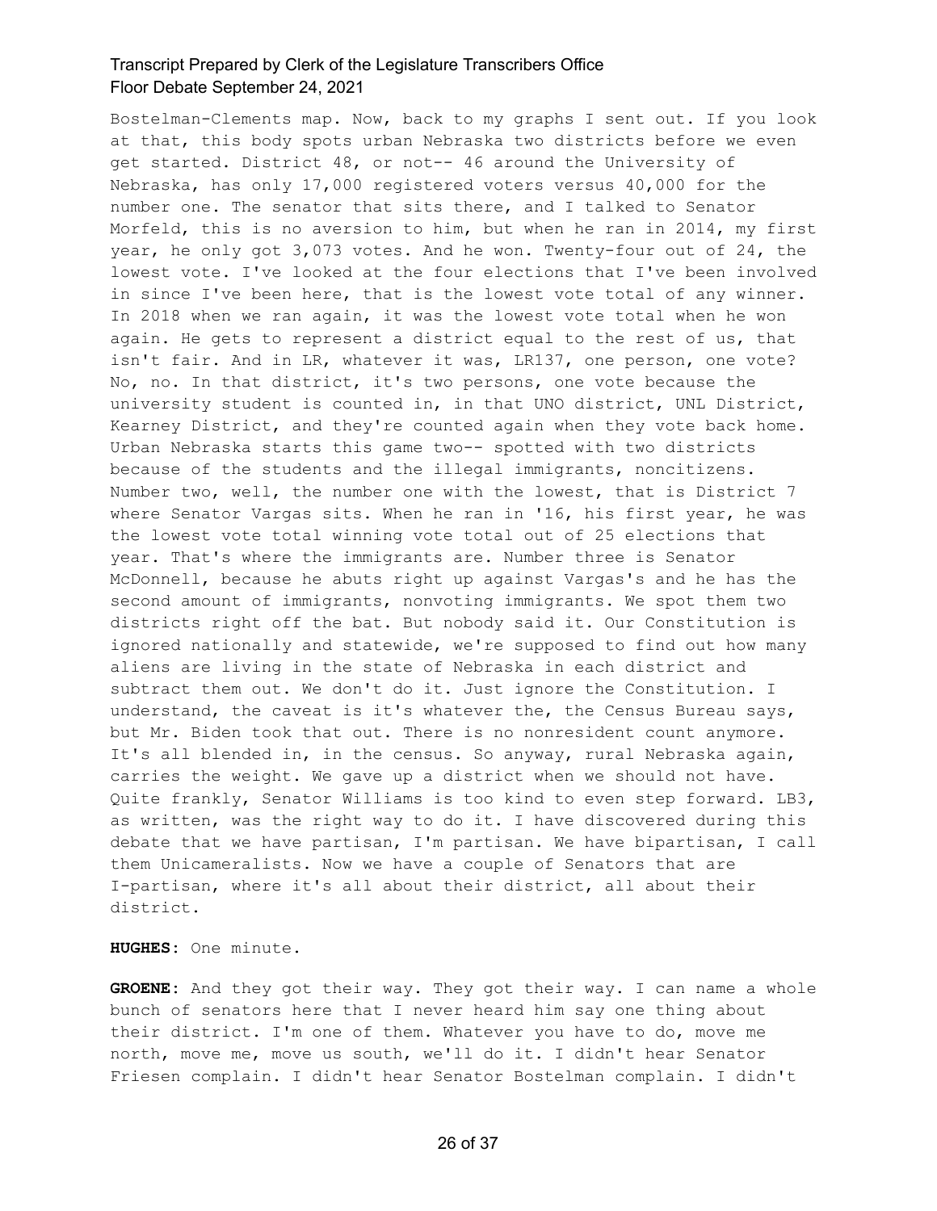Bostelman-Clements map. Now, back to my graphs I sent out. If you look at that, this body spots urban Nebraska two districts before we even get started. District 48, or not-- 46 around the University of Nebraska, has only 17,000 registered voters versus 40,000 for the number one. The senator that sits there, and I talked to Senator Morfeld, this is no aversion to him, but when he ran in 2014, my first year, he only got 3,073 votes. And he won. Twenty-four out of 24, the lowest vote. I've looked at the four elections that I've been involved in since I've been here, that is the lowest vote total of any winner. In 2018 when we ran again, it was the lowest vote total when he won again. He gets to represent a district equal to the rest of us, that isn't fair. And in LR, whatever it was, LR137, one person, one vote? No, no. In that district, it's two persons, one vote because the university student is counted in, in that UNO district, UNL District, Kearney District, and they're counted again when they vote back home. Urban Nebraska starts this game two-- spotted with two districts because of the students and the illegal immigrants, noncitizens. Number two, well, the number one with the lowest, that is District 7 where Senator Vargas sits. When he ran in '16, his first year, he was the lowest vote total winning vote total out of 25 elections that year. That's where the immigrants are. Number three is Senator McDonnell, because he abuts right up against Vargas's and he has the second amount of immigrants, nonvoting immigrants. We spot them two districts right off the bat. But nobody said it. Our Constitution is ignored nationally and statewide, we're supposed to find out how many aliens are living in the state of Nebraska in each district and subtract them out. We don't do it. Just ignore the Constitution. I understand, the caveat is it's whatever the, the Census Bureau says, but Mr. Biden took that out. There is no nonresident count anymore. It's all blended in, in the census. So anyway, rural Nebraska again, carries the weight. We gave up a district when we should not have. Quite frankly, Senator Williams is too kind to even step forward. LB3, as written, was the right way to do it. I have discovered during this debate that we have partisan, I'm partisan. We have bipartisan, I call them Unicameralists. Now we have a couple of Senators that are I-partisan, where it's all about their district, all about their district.

**HUGHES:** One minute.

**GROENE:** And they got their way. They got their way. I can name a whole bunch of senators here that I never heard him say one thing about their district. I'm one of them. Whatever you have to do, move me north, move me, move us south, we'll do it. I didn't hear Senator Friesen complain. I didn't hear Senator Bostelman complain. I didn't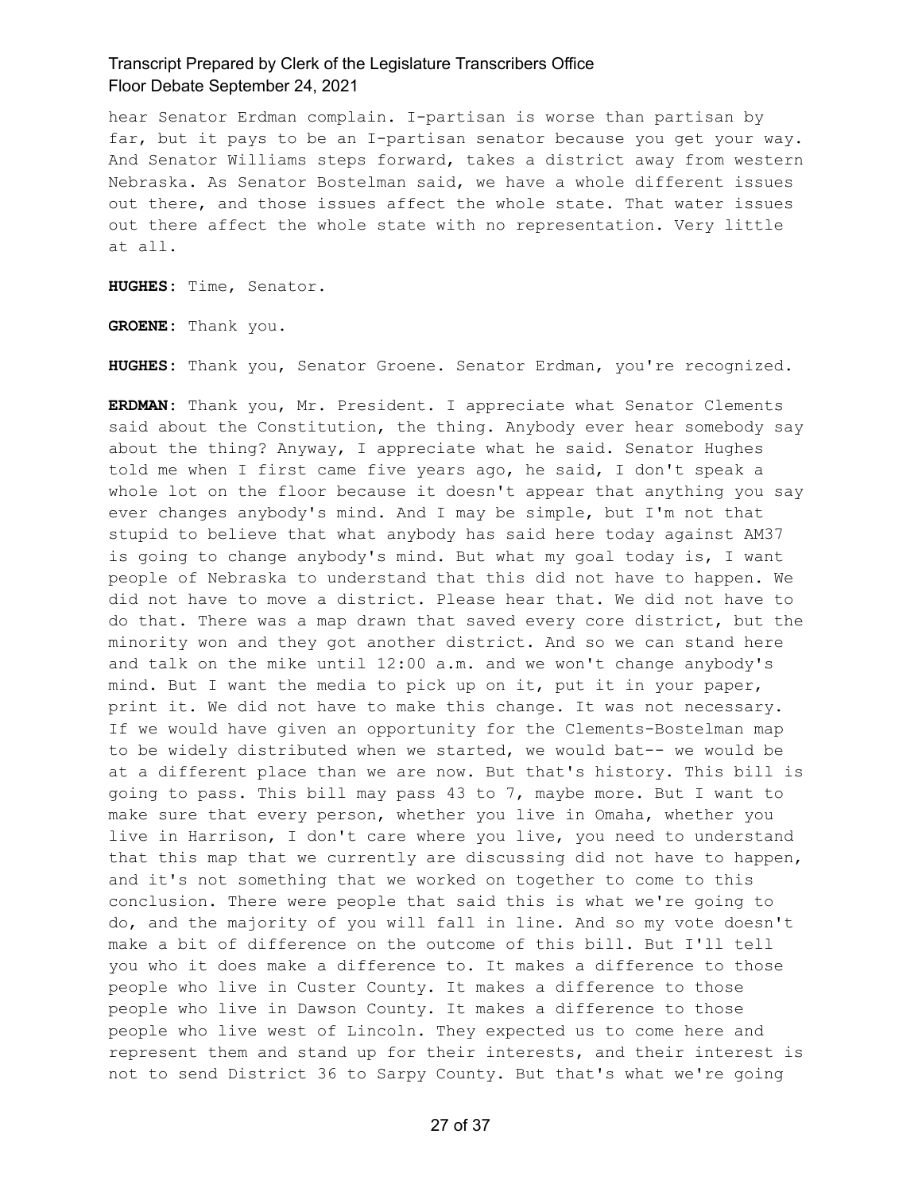hear Senator Erdman complain. I-partisan is worse than partisan by far, but it pays to be an I-partisan senator because you get your way. And Senator Williams steps forward, takes a district away from western Nebraska. As Senator Bostelman said, we have a whole different issues out there, and those issues affect the whole state. That water issues out there affect the whole state with no representation. Very little at all.

**HUGHES:** Time, Senator.

**GROENE:** Thank you.

**HUGHES:** Thank you, Senator Groene. Senator Erdman, you're recognized.

**ERDMAN:** Thank you, Mr. President. I appreciate what Senator Clements said about the Constitution, the thing. Anybody ever hear somebody say about the thing? Anyway, I appreciate what he said. Senator Hughes told me when I first came five years ago, he said, I don't speak a whole lot on the floor because it doesn't appear that anything you say ever changes anybody's mind. And I may be simple, but I'm not that stupid to believe that what anybody has said here today against AM37 is going to change anybody's mind. But what my goal today is, I want people of Nebraska to understand that this did not have to happen. We did not have to move a district. Please hear that. We did not have to do that. There was a map drawn that saved every core district, but the minority won and they got another district. And so we can stand here and talk on the mike until 12:00 a.m. and we won't change anybody's mind. But I want the media to pick up on it, put it in your paper, print it. We did not have to make this change. It was not necessary. If we would have given an opportunity for the Clements-Bostelman map to be widely distributed when we started, we would bat-- we would be at a different place than we are now. But that's history. This bill is going to pass. This bill may pass 43 to 7, maybe more. But I want to make sure that every person, whether you live in Omaha, whether you live in Harrison, I don't care where you live, you need to understand that this map that we currently are discussing did not have to happen, and it's not something that we worked on together to come to this conclusion. There were people that said this is what we're going to do, and the majority of you will fall in line. And so my vote doesn't make a bit of difference on the outcome of this bill. But I'll tell you who it does make a difference to. It makes a difference to those people who live in Custer County. It makes a difference to those people who live in Dawson County. It makes a difference to those people who live west of Lincoln. They expected us to come here and represent them and stand up for their interests, and their interest is not to send District 36 to Sarpy County. But that's what we're going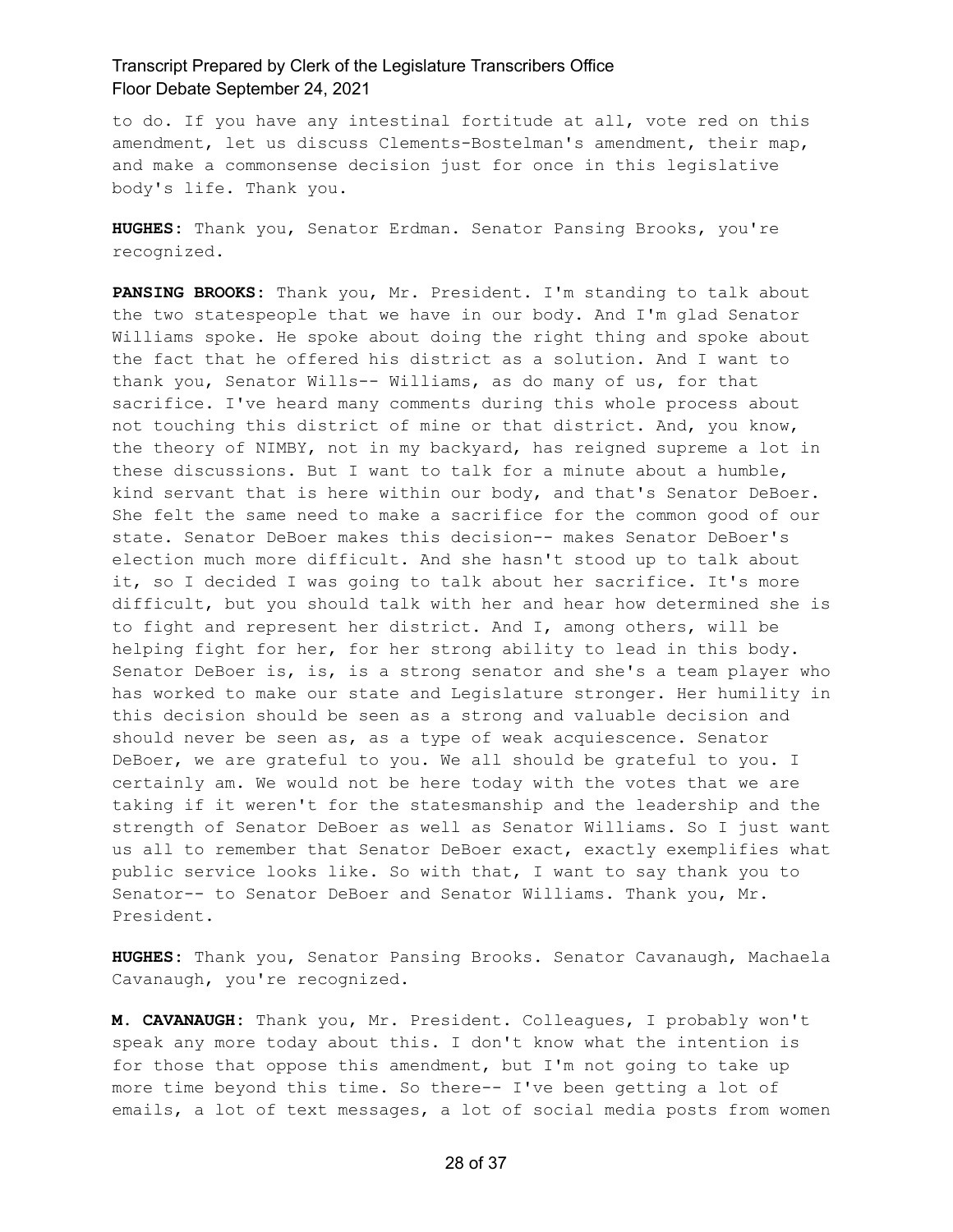to do. If you have any intestinal fortitude at all, vote red on this amendment, let us discuss Clements-Bostelman's amendment, their map, and make a commonsense decision just for once in this legislative body's life. Thank you.

**HUGHES:** Thank you, Senator Erdman. Senator Pansing Brooks, you're recognized.

**PANSING BROOKS:** Thank you, Mr. President. I'm standing to talk about the two statespeople that we have in our body. And I'm glad Senator Williams spoke. He spoke about doing the right thing and spoke about the fact that he offered his district as a solution. And I want to thank you, Senator Wills-- Williams, as do many of us, for that sacrifice. I've heard many comments during this whole process about not touching this district of mine or that district. And, you know, the theory of NIMBY, not in my backyard, has reigned supreme a lot in these discussions. But I want to talk for a minute about a humble, kind servant that is here within our body, and that's Senator DeBoer. She felt the same need to make a sacrifice for the common good of our state. Senator DeBoer makes this decision-- makes Senator DeBoer's election much more difficult. And she hasn't stood up to talk about it, so I decided I was going to talk about her sacrifice. It's more difficult, but you should talk with her and hear how determined she is to fight and represent her district. And I, among others, will be helping fight for her, for her strong ability to lead in this body. Senator DeBoer is, is, is a strong senator and she's a team player who has worked to make our state and Legislature stronger. Her humility in this decision should be seen as a strong and valuable decision and should never be seen as, as a type of weak acquiescence. Senator DeBoer, we are grateful to you. We all should be grateful to you. I certainly am. We would not be here today with the votes that we are taking if it weren't for the statesmanship and the leadership and the strength of Senator DeBoer as well as Senator Williams. So I just want us all to remember that Senator DeBoer exact, exactly exemplifies what public service looks like. So with that, I want to say thank you to Senator-- to Senator DeBoer and Senator Williams. Thank you, Mr. President.

**HUGHES:** Thank you, Senator Pansing Brooks. Senator Cavanaugh, Machaela Cavanaugh, you're recognized.

**M. CAVANAUGH:** Thank you, Mr. President. Colleagues, I probably won't speak any more today about this. I don't know what the intention is for those that oppose this amendment, but I'm not going to take up more time beyond this time. So there-- I've been getting a lot of emails, a lot of text messages, a lot of social media posts from women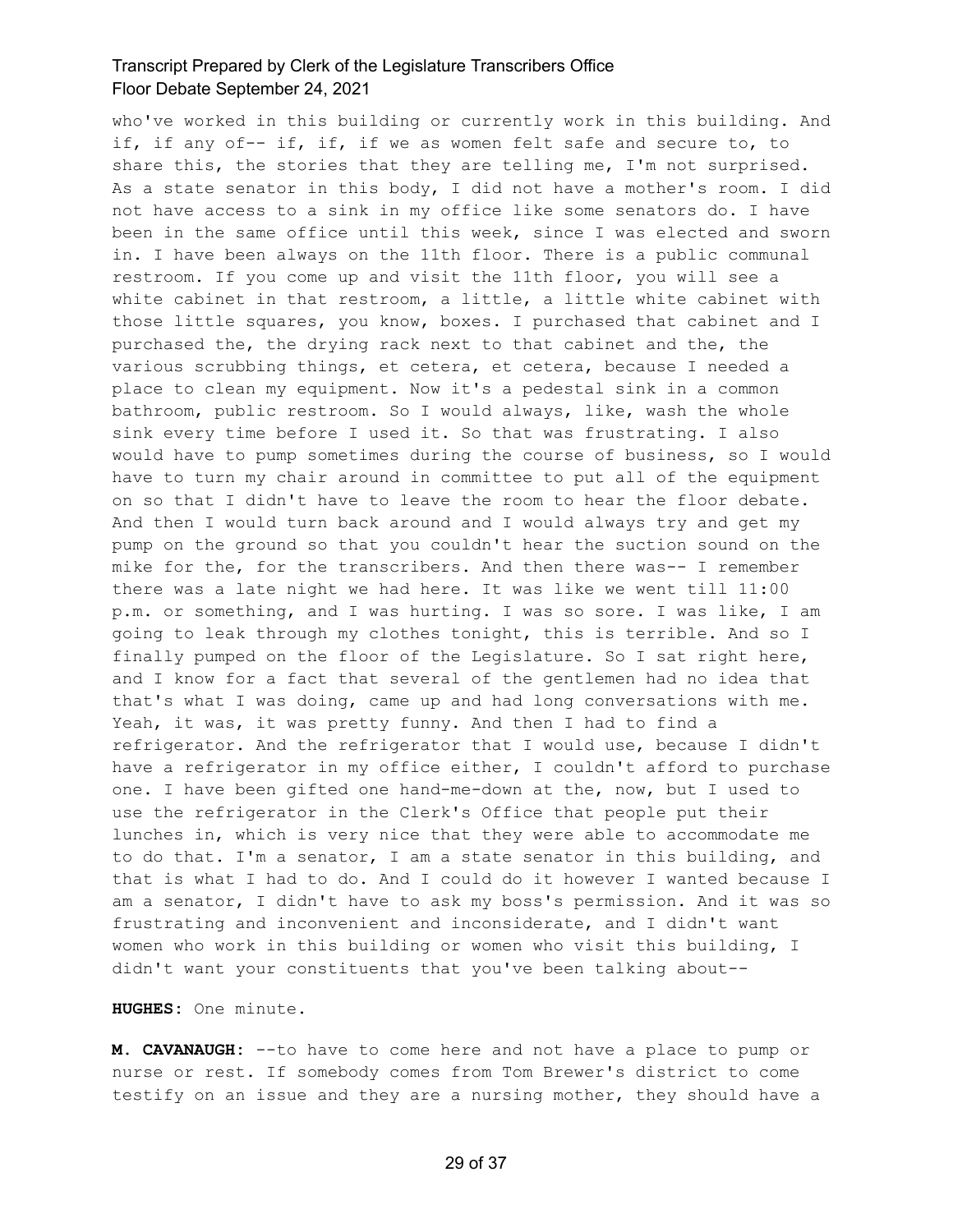who've worked in this building or currently work in this building. And if, if any of-- if, if, if we as women felt safe and secure to, to share this, the stories that they are telling me, I'm not surprised. As a state senator in this body, I did not have a mother's room. I did not have access to a sink in my office like some senators do. I have been in the same office until this week, since I was elected and sworn in. I have been always on the 11th floor. There is a public communal restroom. If you come up and visit the 11th floor, you will see a white cabinet in that restroom, a little, a little white cabinet with those little squares, you know, boxes. I purchased that cabinet and I purchased the, the drying rack next to that cabinet and the, the various scrubbing things, et cetera, et cetera, because I needed a place to clean my equipment. Now it's a pedestal sink in a common bathroom, public restroom. So I would always, like, wash the whole sink every time before I used it. So that was frustrating. I also would have to pump sometimes during the course of business, so I would have to turn my chair around in committee to put all of the equipment on so that I didn't have to leave the room to hear the floor debate. And then I would turn back around and I would always try and get my pump on the ground so that you couldn't hear the suction sound on the mike for the, for the transcribers. And then there was-- I remember there was a late night we had here. It was like we went till 11:00 p.m. or something, and I was hurting. I was so sore. I was like, I am going to leak through my clothes tonight, this is terrible. And so I finally pumped on the floor of the Legislature. So I sat right here, and I know for a fact that several of the gentlemen had no idea that that's what I was doing, came up and had long conversations with me. Yeah, it was, it was pretty funny. And then I had to find a refrigerator. And the refrigerator that I would use, because I didn't have a refrigerator in my office either, I couldn't afford to purchase one. I have been gifted one hand-me-down at the, now, but I used to use the refrigerator in the Clerk's Office that people put their lunches in, which is very nice that they were able to accommodate me to do that. I'm a senator, I am a state senator in this building, and that is what I had to do. And I could do it however I wanted because I am a senator, I didn't have to ask my boss's permission. And it was so frustrating and inconvenient and inconsiderate, and I didn't want women who work in this building or women who visit this building, I didn't want your constituents that you've been talking about--

**HUGHES:** One minute.

**M. CAVANAUGH:** --to have to come here and not have a place to pump or nurse or rest. If somebody comes from Tom Brewer's district to come testify on an issue and they are a nursing mother, they should have a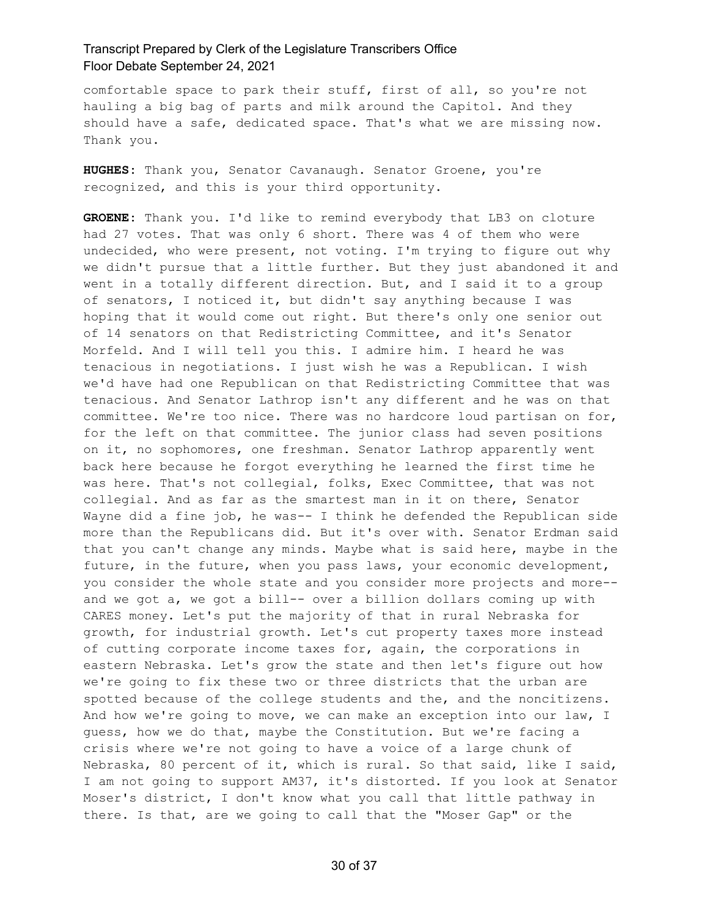comfortable space to park their stuff, first of all, so you're not hauling a big bag of parts and milk around the Capitol. And they should have a safe, dedicated space. That's what we are missing now. Thank you.

**HUGHES**: Thank you, Senator Cavanaugh. Senator Groene, you're recognized, and this is your third opportunity.

**GROENE**: Thank you. I'd like to remind everybody that LB3 on cloture had 27 votes. That was only 6 short. There was 4 of them who were undecided, who were present, not voting. I'm trying to figure out why we didn't pursue that a little further. But they just abandoned it and went in a totally different direction. But, and I said it to a group of senators, I noticed it, but didn't say anything because I was hoping that it would come out right. But there's only one senior out of 14 senators on that Redistricting Committee, and it's Senator Morfeld. And I will tell you this. I admire him. I heard he was tenacious in negotiations. I just wish he was a Republican. I wish we'd have had one Republican on that Redistricting Committee that was tenacious. And Senator Lathrop isn't any different and he was on that committee. We're too nice. There was no hardcore loud partisan on for, for the left on that committee. The junior class had seven positions on it, no sophomores, one freshman. Senator Lathrop apparently went back here because he forgot everything he learned the first time he was here. That's not collegial, folks, Exec Committee, that was not collegial. And as far as the smartest man in it on there, Senator Wayne did a fine job, he was-- I think he defended the Republican side more than the Republicans did. But it's over with. Senator Erdman said that you can't change any minds. Maybe what is said here, maybe in the future, in the future, when you pass laws, your economic development, you consider the whole state and you consider more projects and more-- and we got a, we got a bill-- over a billion dollars coming up with CARES money. Let's put the majority of that in rural Nebraska for growth, for industrial growth. Let's cut property taxes more instead of cutting corporate income taxes for, again, the corporations in eastern Nebraska. Let's grow the state and then let's figure out how we're going to fix these two or three districts that the urban are spotted because of the college students and the, and the noncitizens. And how we're going to move, we can make an exception into our law, I guess, how we do that, maybe the Constitution. But we're facing a crisis where we're not going to have a voice of a large chunk of Nebraska, 80 percent of it, which is rural. So that said, like I said, I am not going to support AM37, it's distorted. If you look at Senator Moser's district, I don't know what you call that little pathway in there. Is that, are we going to call that the "Moser Gap" or the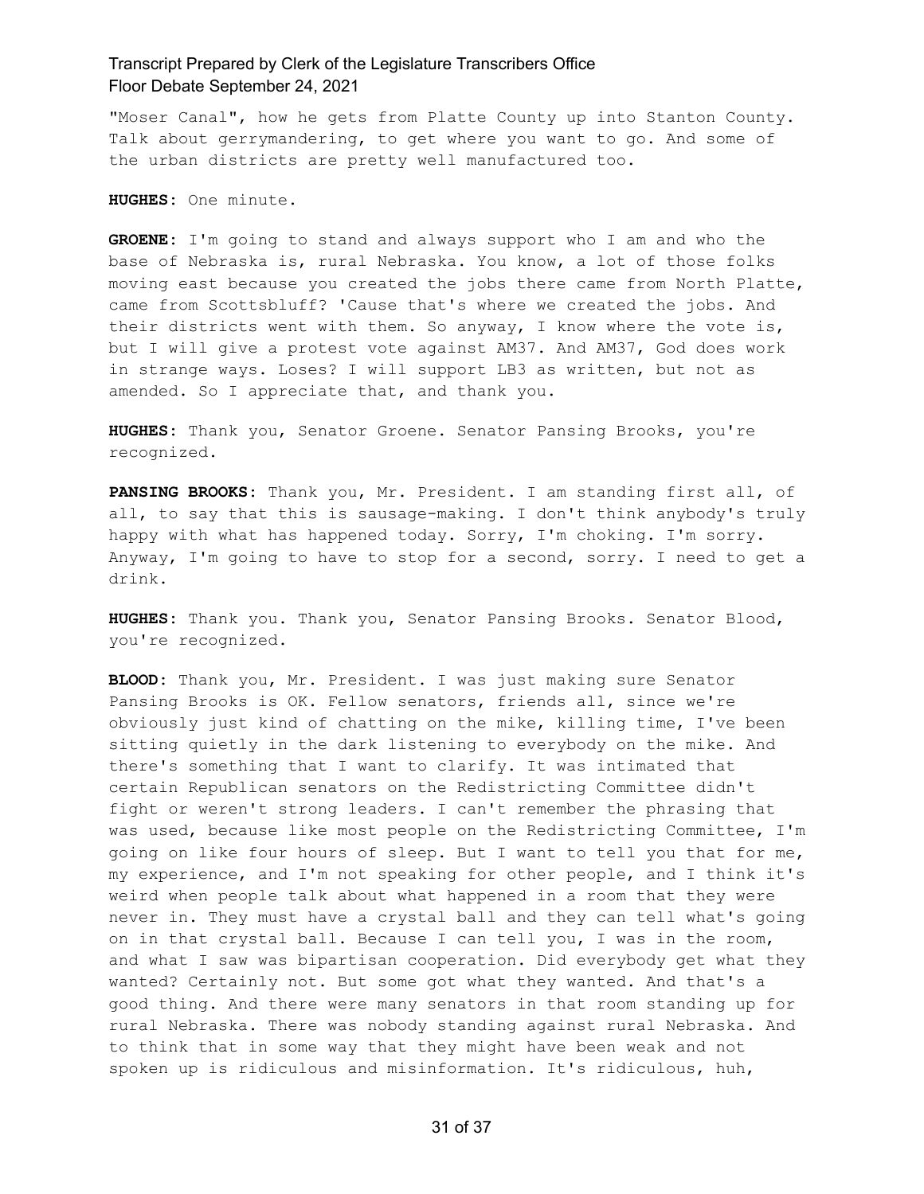"Moser Canal", how he gets from Platte County up into Stanton County. Talk about gerrymandering, to get where you want to go. And some of the urban districts are pretty well manufactured too.

**HUGHES:** One minute.

**GROENE:** I'm going to stand and always support who I am and who the base of Nebraska is, rural Nebraska. You know, a lot of those folks moving east because you created the jobs there came from North Platte, came from Scottsbluff? 'Cause that's where we created the jobs. And their districts went with them. So anyway, I know where the vote is, but I will give a protest vote against AM37. And AM37, God does work in strange ways. Loses? I will support LB3 as written, but not as amended. So I appreciate that, and thank you.

**HUGHES:** Thank you, Senator Groene. Senator Pansing Brooks, you're recognized.

**PANSING BROOKS:** Thank you, Mr. President. I am standing first all, of all, to say that this is sausage-making. I don't think anybody's truly happy with what has happened today. Sorry, I'm choking. I'm sorry. Anyway, I'm going to have to stop for a second, sorry. I need to get a drink.

**HUGHES:** Thank you. Thank you, Senator Pansing Brooks. Senator Blood, you're recognized.

**BLOOD:** Thank you, Mr. President. I was just making sure Senator Pansing Brooks is OK. Fellow senators, friends all, since we're obviously just kind of chatting on the mike, killing time, I've been sitting quietly in the dark listening to everybody on the mike. And there's something that I want to clarify. It was intimated that certain Republican senators on the Redistricting Committee didn't fight or weren't strong leaders. I can't remember the phrasing that was used, because like most people on the Redistricting Committee, I'm going on like four hours of sleep. But I want to tell you that for me, my experience, and I'm not speaking for other people, and I think it's weird when people talk about what happened in a room that they were never in. They must have a crystal ball and they can tell what's going on in that crystal ball. Because I can tell you, I was in the room, and what I saw was bipartisan cooperation. Did everybody get what they wanted? Certainly not. But some got what they wanted. And that's a good thing. And there were many senators in that room standing up for rural Nebraska. There was nobody standing against rural Nebraska. And to think that in some way that they might have been weak and not spoken up is ridiculous and misinformation. It's ridiculous, huh,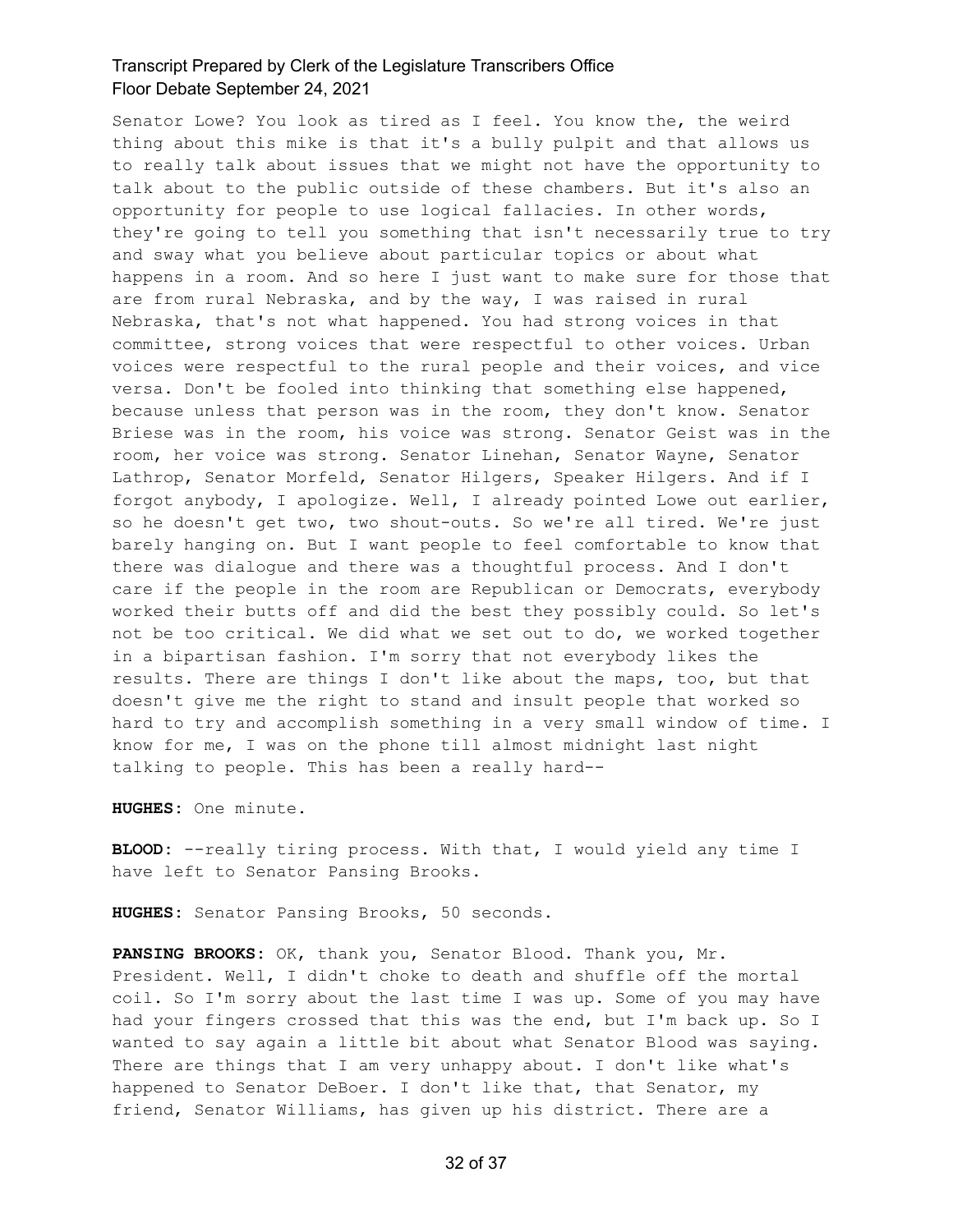Senator Lowe? You look as tired as I feel. You know the, the weird thing about this mike is that it's a bully pulpit and that allows us to really talk about issues that we might not have the opportunity to talk about to the public outside of these chambers. But it's also an opportunity for people to use logical fallacies. In other words, they're going to tell you something that isn't necessarily true to try and sway what you believe about particular topics or about what happens in a room. And so here I just want to make sure for those that are from rural Nebraska, and by the way, I was raised in rural Nebraska, that's not what happened. You had strong voices in that committee, strong voices that were respectful to other voices. Urban voices were respectful to the rural people and their voices, and vice versa. Don't be fooled into thinking that something else happened, because unless that person was in the room, they don't know. Senator Briese was in the room, his voice was strong. Senator Geist was in the room, her voice was strong. Senator Linehan, Senator Wayne, Senator Lathrop, Senator Morfeld, Senator Hilgers, Speaker Hilgers. And if I forgot anybody, I apologize. Well, I already pointed Lowe out earlier, so he doesn't get two, two shout-outs. So we're all tired. We're just barely hanging on. But I want people to feel comfortable to know that there was dialogue and there was a thoughtful process. And I don't care if the people in the room are Republican or Democrats, everybody worked their butts off and did the best they possibly could. So let's not be too critical. We did what we set out to do, we worked together in a bipartisan fashion. I'm sorry that not everybody likes the results. There are things I don't like about the maps, too, but that doesn't give me the right to stand and insult people that worked so hard to try and accomplish something in a very small window of time. I know for me, I was on the phone till almost midnight last night talking to people. This has been a really hard--

**HUGHES:** One minute.

**BLOOD:** --really tiring process. With that, I would yield any time I have left to Senator Pansing Brooks.

**HUGHES:** Senator Pansing Brooks, 50 seconds.

**PANSING BROOKS:** OK, thank you, Senator Blood. Thank you, Mr. President. Well, I didn't choke to death and shuffle off the mortal coil. So I'm sorry about the last time I was up. Some of you may have had your fingers crossed that this was the end, but I'm back up. So I wanted to say again a little bit about what Senator Blood was saying. There are things that I am very unhappy about. I don't like what's happened to Senator DeBoer. I don't like that, that Senator, my friend, Senator Williams, has given up his district. There are a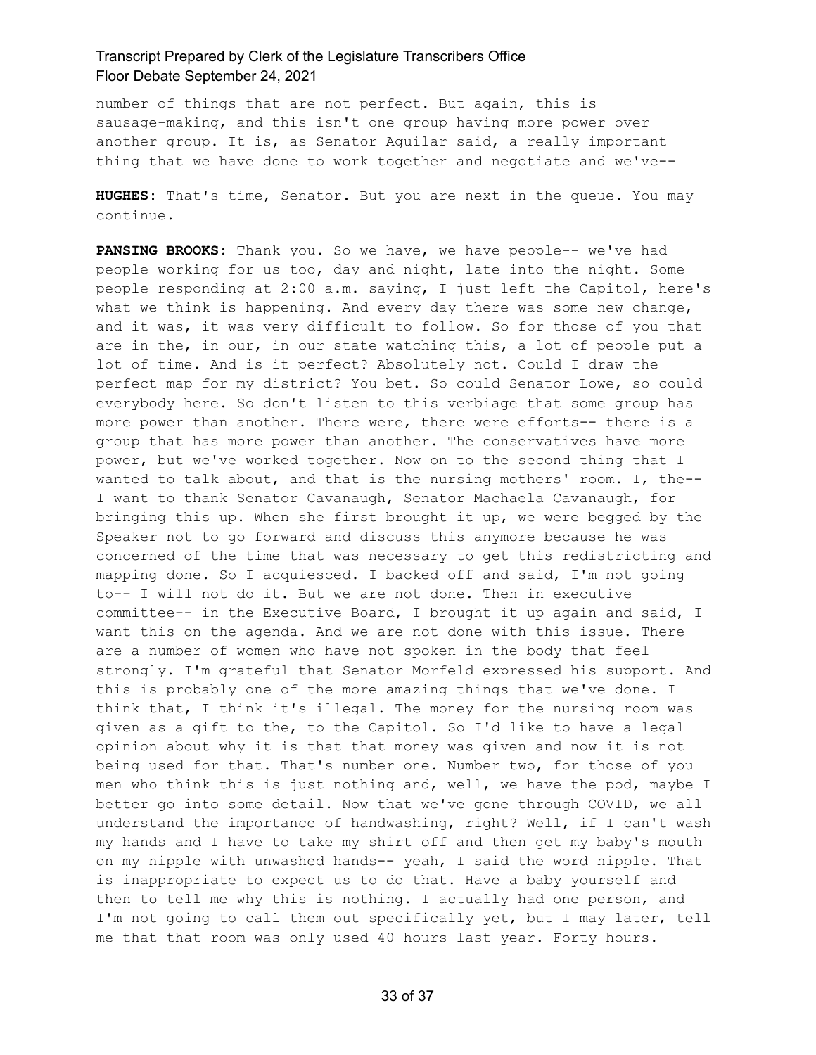number of things that are not perfect. But again, this is sausage-making, and this isn't one group having more power over another group. It is, as Senator Aguilar said, a really important thing that we have done to work together and negotiate and we've--

**HUGHES:** That's time, Senator. But you are next in the queue. You may continue.

**PANSING BROOKS:** Thank you. So we have, we have people-- we've had people working for us too, day and night, late into the night. Some people responding at 2:00 a.m. saying, I just left the Capitol, here's what we think is happening. And every day there was some new change, and it was, it was very difficult to follow. So for those of you that are in the, in our, in our state watching this, a lot of people put a lot of time. And is it perfect? Absolutely not. Could I draw the perfect map for my district? You bet. So could Senator Lowe, so could everybody here. So don't listen to this verbiage that some group has more power than another. There were, there were efforts-- there is a group that has more power than another. The conservatives have more power, but we've worked together. Now on to the second thing that I wanted to talk about, and that is the nursing mothers' room. I, the-- I want to thank Senator Cavanaugh, Senator Machaela Cavanaugh, for bringing this up. When she first brought it up, we were begged by the Speaker not to go forward and discuss this anymore because he was concerned of the time that was necessary to get this redistricting and mapping done. So I acquiesced. I backed off and said, I'm not going to-- I will not do it. But we are not done. Then in executive committee-- in the Executive Board, I brought it up again and said, I want this on the agenda. And we are not done with this issue. There are a number of women who have not spoken in the body that feel strongly. I'm grateful that Senator Morfeld expressed his support. And this is probably one of the more amazing things that we've done. I think that, I think it's illegal. The money for the nursing room was given as a gift to the, to the Capitol. So I'd like to have a legal opinion about why it is that that money was given and now it is not being used for that. That's number one. Number two, for those of you men who think this is just nothing and, well, we have the pod, maybe I better go into some detail. Now that we've gone through COVID, we all understand the importance of handwashing, right? Well, if I can't wash my hands and I have to take my shirt off and then get my baby's mouth on my nipple with unwashed hands-- yeah, I said the word nipple. That is inappropriate to expect us to do that. Have a baby yourself and then to tell me why this is nothing. I actually had one person, and I'm not going to call them out specifically yet, but I may later, tell me that that room was only used 40 hours last year. Forty hours.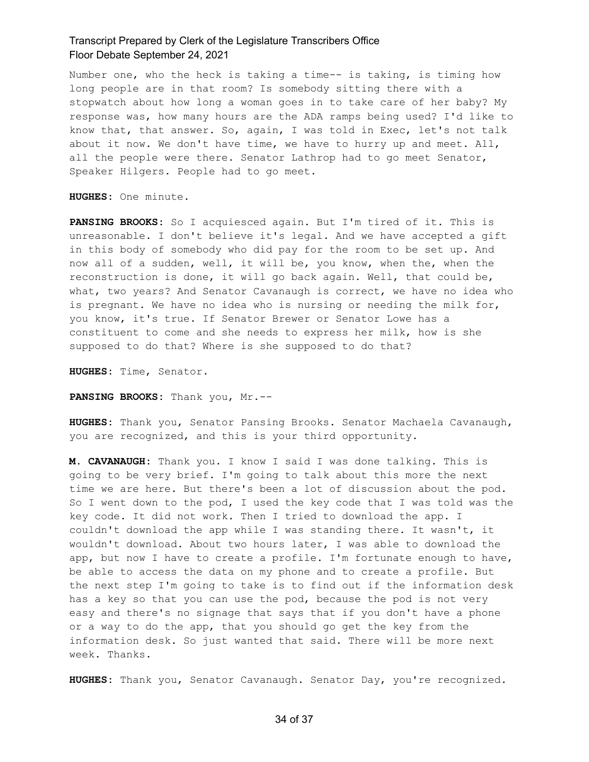Number one, who the heck is taking a time-- is taking, is timing how long people are in that room? Is somebody sitting there with a stopwatch about how long a woman goes in to take care of her baby? My response was, how many hours are the ADA ramps being used? I'd like to know that, that answer. So, again, I was told in Exec, let's not talk about it now. We don't have time, we have to hurry up and meet. All, all the people were there. Senator Lathrop had to go meet Senator, Speaker Hilgers. People had to go meet.

**HUGHES:** One minute.

**PANSING BROOKS:** So I acquiesced again. But I'm tired of it. This is unreasonable. I don't believe it's legal. And we have accepted a gift in this body of somebody who did pay for the room to be set up. And now all of a sudden, well, it will be, you know, when the, when the reconstruction is done, it will go back again. Well, that could be, what, two years? And Senator Cavanaugh is correct, we have no idea who is pregnant. We have no idea who is nursing or needing the milk for, you know, it's true. If Senator Brewer or Senator Lowe has a constituent to come and she needs to express her milk, how is she supposed to do that? Where is she supposed to do that?

**HUGHES:** Time, Senator.

**PANSING BROOKS:** Thank you, Mr.--

**HUGHES:** Thank you, Senator Pansing Brooks. Senator Machaela Cavanaugh, you are recognized, and this is your third opportunity.

**M. CAVANAUGH:** Thank you. I know I said I was done talking. This is going to be very brief. I'm going to talk about this more the next time we are here. But there's been a lot of discussion about the pod. So I went down to the pod, I used the key code that I was told was the key code. It did not work. Then I tried to download the app. I couldn't download the app while I was standing there. It wasn't, it wouldn't download. About two hours later, I was able to download the app, but now I have to create a profile. I'm fortunate enough to have, be able to access the data on my phone and to create a profile. But the next step I'm going to take is to find out if the information desk has a key so that you can use the pod, because the pod is not very easy and there's no signage that says that if you don't have a phone or a way to do the app, that you should go get the key from the information desk. So just wanted that said. There will be more next week. Thanks.

**HUGHES:** Thank you, Senator Cavanaugh. Senator Day, you're recognized.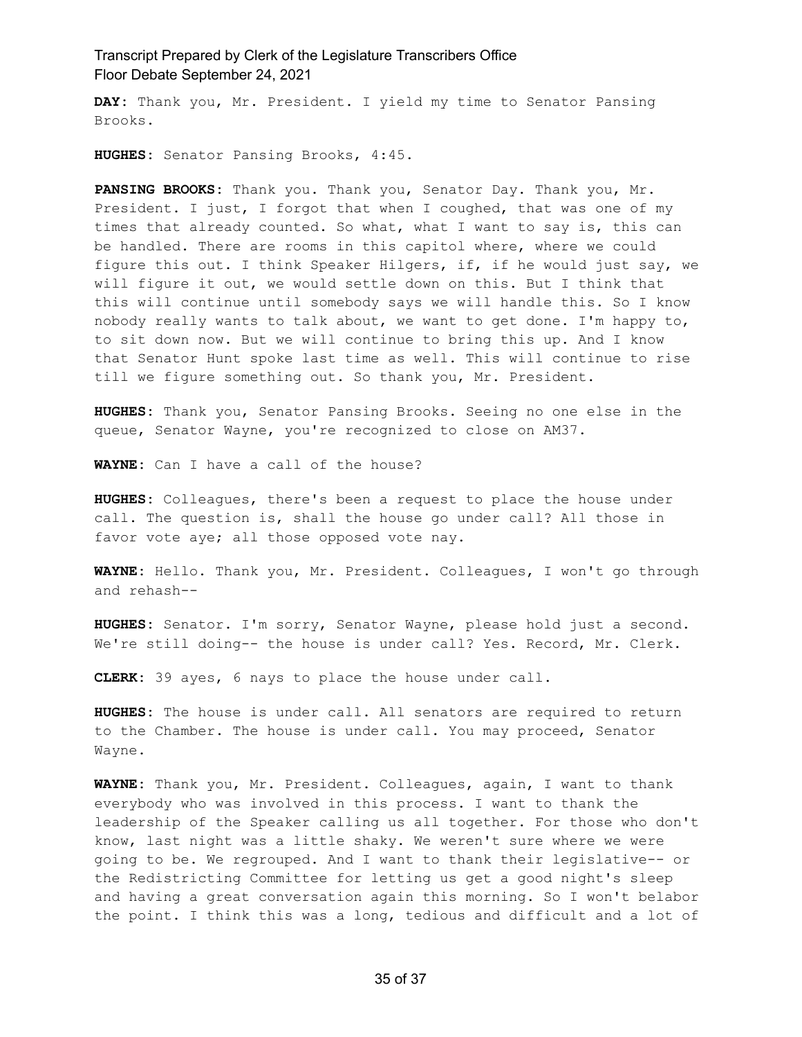**DAY:** Thank you, Mr. President. I yield my time to Senator Pansing Brooks.

**HUGHES:** Senator Pansing Brooks, 4:45.

**PANSING BROOKS:** Thank you. Thank you, Senator Day. Thank you, Mr. President. I just, I forgot that when I coughed, that was one of my times that already counted. So what, what I want to say is, this can be handled. There are rooms in this capitol where, where we could figure this out. I think Speaker Hilgers, if, if he would just say, we will figure it out, we would settle down on this. But I think that this will continue until somebody says we will handle this. So I know nobody really wants to talk about, we want to get done. I'm happy to, to sit down now. But we will continue to bring this up. And I know that Senator Hunt spoke last time as well. This will continue to rise till we figure something out. So thank you, Mr. President.

**HUGHES:** Thank you, Senator Pansing Brooks. Seeing no one else in the queue, Senator Wayne, you're recognized to close on AM37.

**WAYNE:** Can I have a call of the house?

**HUGHES:** Colleagues, there's been a request to place the house under call. The question is, shall the house go under call? All those in favor vote aye; all those opposed vote nay.

**WAYNE:** Hello. Thank you, Mr. President. Colleagues, I won't go through and rehash--

**HUGHES:** Senator. I'm sorry, Senator Wayne, please hold just a second. We're still doing-- the house is under call? Yes. Record, Mr. Clerk.

**CLERK:** 39 ayes, 6 nays to place the house under call.

**HUGHES:** The house is under call. All senators are required to return to the Chamber. The house is under call. You may proceed, Senator Wayne.

**WAYNE:** Thank you, Mr. President. Colleagues, again, I want to thank everybody who was involved in this process. I want to thank the leadership of the Speaker calling us all together. For those who don't know, last night was a little shaky. We weren't sure where we were going to be. We regrouped. And I want to thank their legislative-- or the Redistricting Committee for letting us get a good night's sleep and having a great conversation again this morning. So I won't belabor the point. I think this was a long, tedious and difficult and a lot of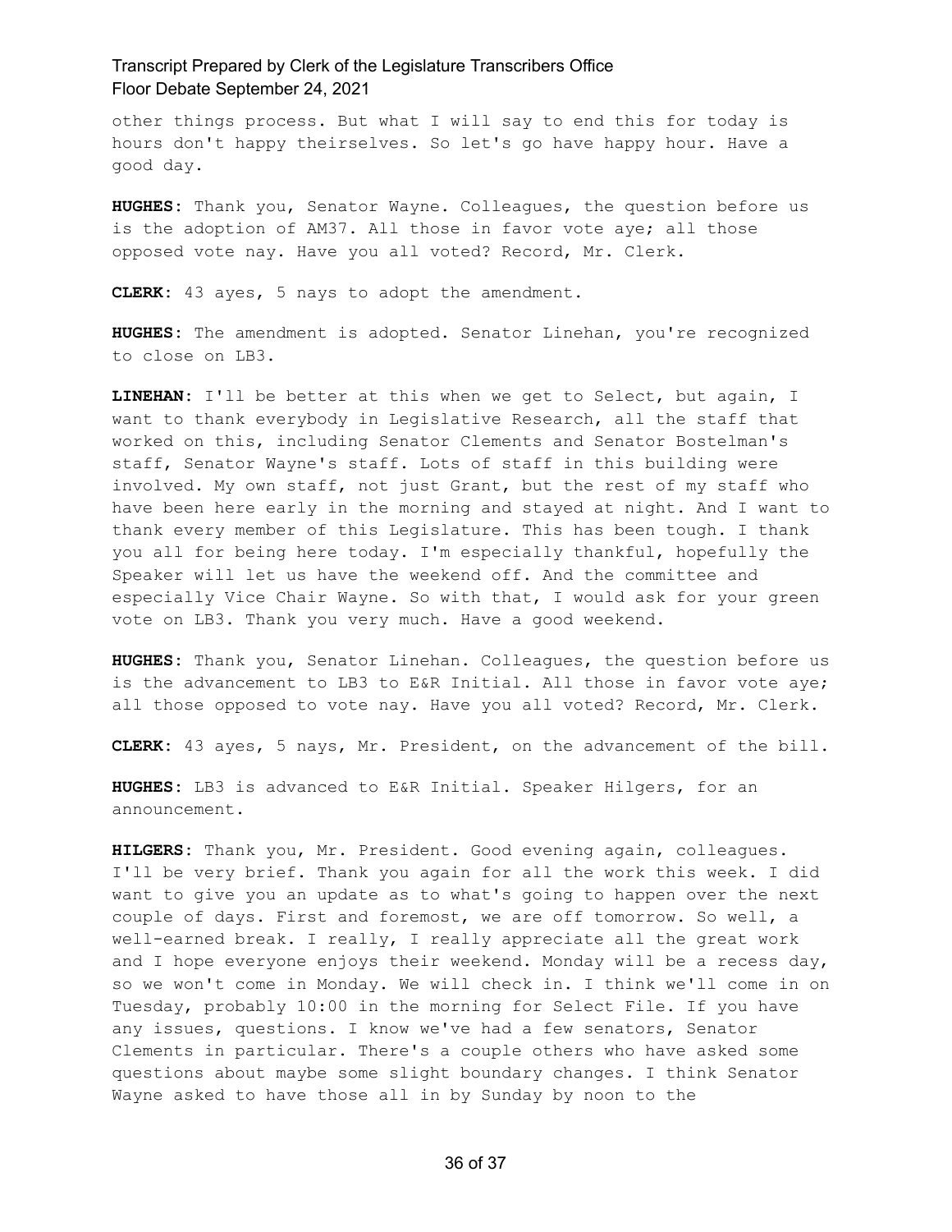other things process. But what I will say to end this for today is hours don't happy theirselves. So let's go have happy hour. Have a good day.

**HUGHES:** Thank you, Senator Wayne. Colleagues, the question before us is the adoption of AM37. All those in favor vote aye; all those opposed vote nay. Have you all voted? Record, Mr. Clerk.

**CLERK:** 43 ayes, 5 nays to adopt the amendment.

**HUGHES:** The amendment is adopted. Senator Linehan, you're recognized to close on LB3.

**LINEHAN:** I'll be better at this when we get to Select, but again, I want to thank everybody in Legislative Research, all the staff that worked on this, including Senator Clements and Senator Bostelman's staff, Senator Wayne's staff. Lots of staff in this building were involved. My own staff, not just Grant, but the rest of my staff who have been here early in the morning and stayed at night. And I want to thank every member of this Legislature. This has been tough. I thank you all for being here today. I'm especially thankful, hopefully the Speaker will let us have the weekend off. And the committee and especially Vice Chair Wayne. So with that, I would ask for your green vote on LB3. Thank you very much. Have a good weekend.

**HUGHES:** Thank you, Senator Linehan. Colleagues, the question before us is the advancement to LB3 to E&R Initial. All those in favor vote aye; all those opposed to vote nay. Have you all voted? Record, Mr. Clerk.

**CLERK:** 43 ayes, 5 nays, Mr. President, on the advancement of the bill.

**HUGHES:** LB3 is advanced to E&R Initial. Speaker Hilgers, for an announcement.

**HILGERS:** Thank you, Mr. President. Good evening again, colleagues. I'll be very brief. Thank you again for all the work this week. I did want to give you an update as to what's going to happen over the next couple of days. First and foremost, we are off tomorrow. So well, a well-earned break. I really, I really appreciate all the great work and I hope everyone enjoys their weekend. Monday will be a recess day, so we won't come in Monday. We will check in. I think we'll come in on Tuesday, probably 10:00 in the morning for Select File. If you have any issues, questions. I know we've had a few senators, Senator Clements in particular. There's a couple others who have asked some questions about maybe some slight boundary changes. I think Senator Wayne asked to have those all in by Sunday by noon to the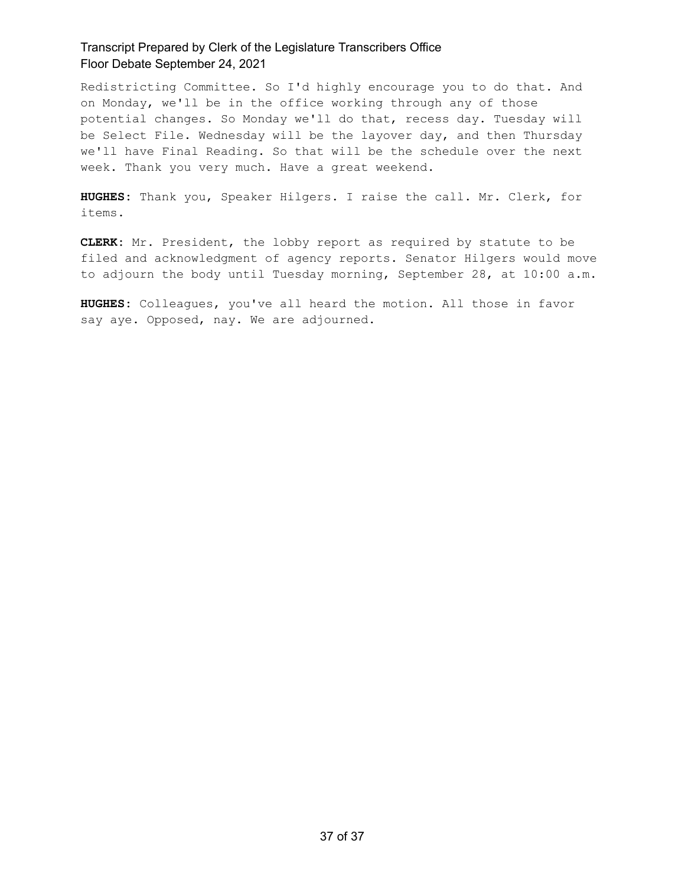Redistricting Committee. So I'd highly encourage you to do that. And on Monday, we'll be in the office working through any of those potential changes. So Monday we'll do that, recess day. Tuesday will be Select File. Wednesday will be the layover day, and then Thursday we'll have Final Reading. So that will be the schedule over the next week. Thank you very much. Have a great weekend.

**HUGHES**: Thank you, Speaker Hilgers. I raise the call. Mr. Clerk, for items.

**CLERK**: Mr. President, the lobby report as required by statute to be filed and acknowledgment of agency reports. Senator Hilgers would move to adjourn the body until Tuesday morning, September 28, at 10:00 a.m.

**HUGHES**: Colleagues, you've all heard the motion. All those in favor say aye. Opposed, nay. We are adjourned.